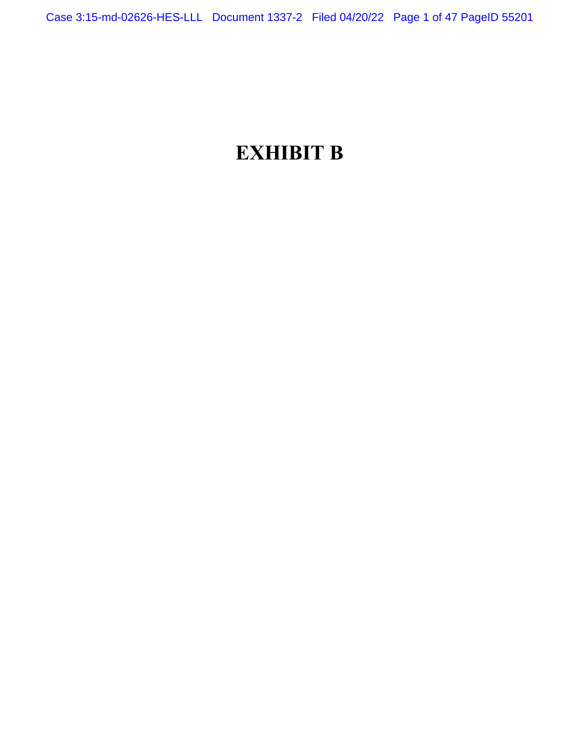# EXHIBIT B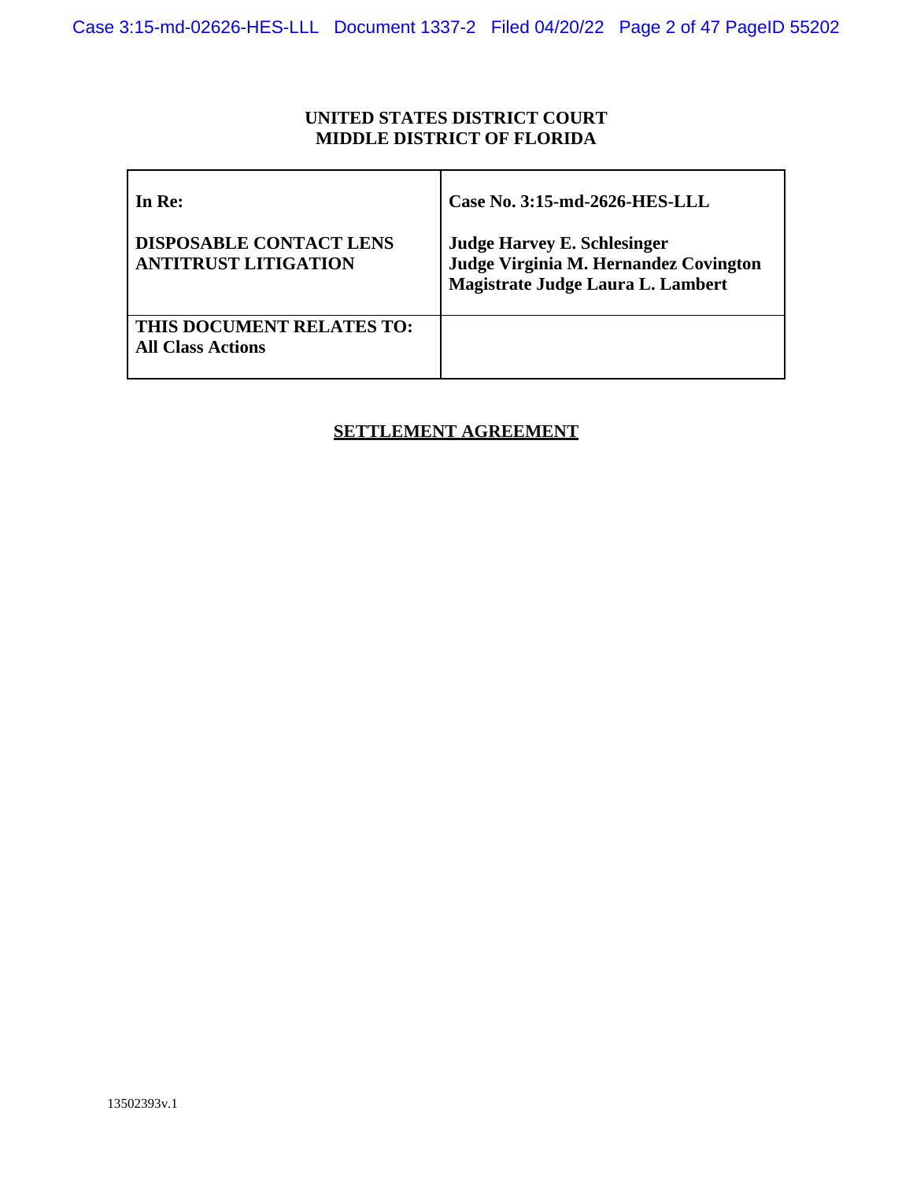**UNITED STATES DISTRICT COURT**
**MIDDLE DISTRICT OF FLORIDA**

| In Re:<br><br>**DISPOSABLE CONTACT LENS ANTITRUST LITIGATION** | **Case No. 3:15-md-2626-HES-LLL**<br><br>**Judge Harvey E. Schlesinger**<br>**Judge Virginia M. Hernandez Covington**<br>**Magistrate Judge Laura L. Lambert** |
|---|---|
| **THIS DOCUMENT RELATES TO:**<br>**All Class Actions** | |

**SETTLEMENT AGREEMENT**

13502393v.1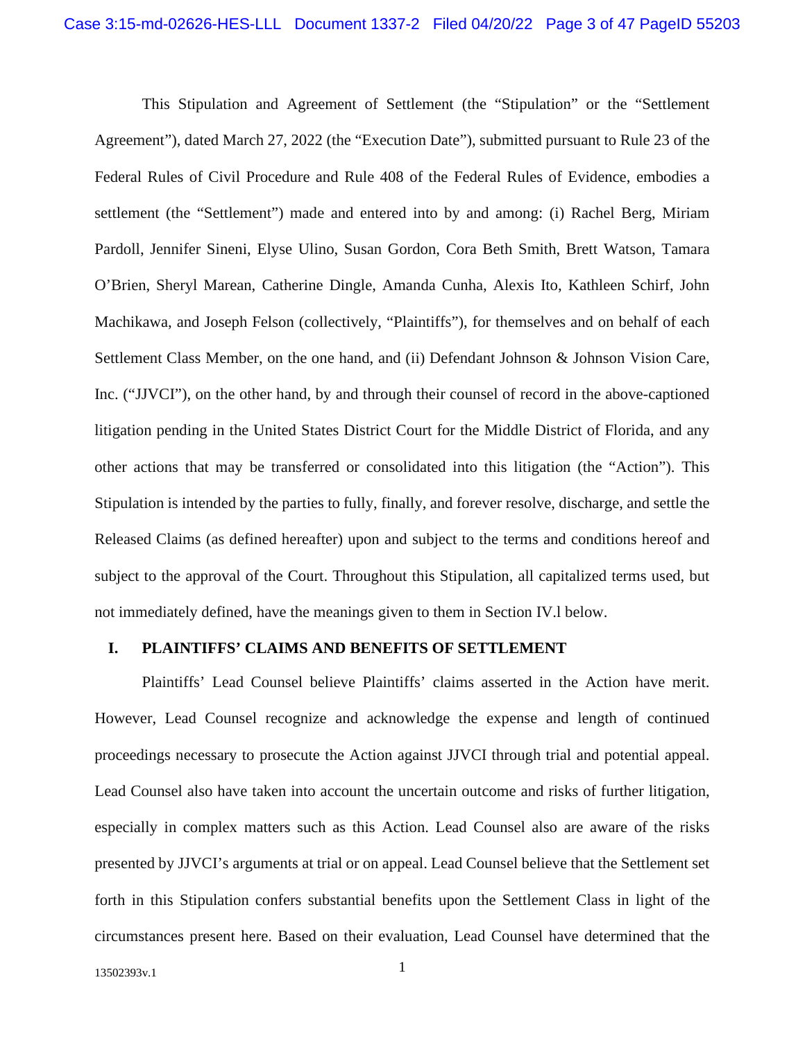This Stipulation and Agreement of Settlement (the "Stipulation" or the "Settlement Agreement"), dated March 27, 2022 (the "Execution Date"), submitted pursuant to Rule 23 of the Federal Rules of Civil Procedure and Rule 408 of the Federal Rules of Evidence, embodies a settlement (the "Settlement") made and entered into by and among: (i) Rachel Berg, Miriam Pardoll, Jennifer Sineni, Elyse Ulino, Susan Gordon, Cora Beth Smith, Brett Watson, Tamara O'Brien, Sheryl Marean, Catherine Dingle, Amanda Cunha, Alexis Ito, Kathleen Schirf, John Machikawa, and Joseph Felson (collectively, "Plaintiffs"), for themselves and on behalf of each Settlement Class Member, on the one hand, and (ii) Defendant Johnson & Johnson Vision Care, Inc. ("JJVCI"), on the other hand, by and through their counsel of record in the above-captioned litigation pending in the United States District Court for the Middle District of Florida, and any other actions that may be transferred or consolidated into this litigation (the "Action"). This Stipulation is intended by the parties to fully, finally, and forever resolve, discharge, and settle the Released Claims (as defined hereafter) upon and subject to the terms and conditions hereof and subject to the approval of the Court. Throughout this Stipulation, all capitalized terms used, but not immediately defined, have the meanings given to them in Section IV.l below.

## I. PLAINTIFFS' CLAIMS AND BENEFITS OF SETTLEMENT

Plaintiffs' Lead Counsel believe Plaintiffs' claims asserted in the Action have merit. However, Lead Counsel recognize and acknowledge the expense and length of continued proceedings necessary to prosecute the Action against JJVCI through trial and potential appeal. Lead Counsel also have taken into account the uncertain outcome and risks of further litigation, especially in complex matters such as this Action. Lead Counsel also are aware of the risks presented by JJVCI's arguments at trial or on appeal. Lead Counsel believe that the Settlement set forth in this Stipulation confers substantial benefits upon the Settlement Class in light of the circumstances present here. Based on their evaluation, Lead Counsel have determined that the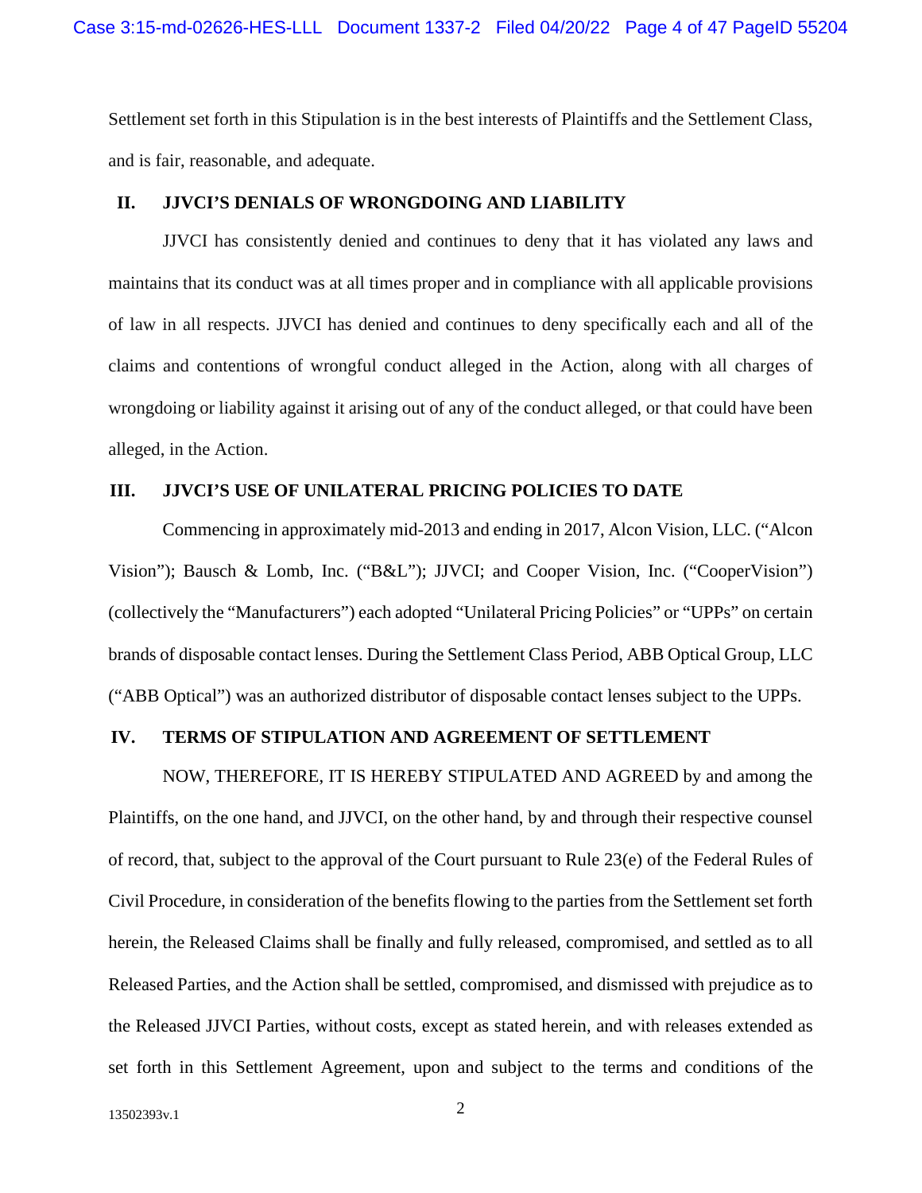Settlement set forth in this Stipulation is in the best interests of Plaintiffs and the Settlement Class, and is fair, reasonable, and adequate.

## II. JJVCI'S DENIALS OF WRONGDOING AND LIABILITY

JJVCI has consistently denied and continues to deny that it has violated any laws and maintains that its conduct was at all times proper and in compliance with all applicable provisions of law in all respects. JJVCI has denied and continues to deny specifically each and all of the claims and contentions of wrongful conduct alleged in the Action, along with all charges of wrongdoing or liability against it arising out of any of the conduct alleged, or that could have been alleged, in the Action.

## III. JJVCI'S USE OF UNILATERAL PRICING POLICIES TO DATE

Commencing in approximately mid-2013 and ending in 2017, Alcon Vision, LLC. ("Alcon Vision"); Bausch & Lomb, Inc. ("B&L"); JJVCI; and Cooper Vision, Inc. ("CooperVision") (collectively the "Manufacturers") each adopted "Unilateral Pricing Policies" or "UPPs" on certain brands of disposable contact lenses. During the Settlement Class Period, ABB Optical Group, LLC ("ABB Optical") was an authorized distributor of disposable contact lenses subject to the UPPs.

## IV. TERMS OF STIPULATION AND AGREEMENT OF SETTLEMENT

NOW, THEREFORE, IT IS HEREBY STIPULATED AND AGREED by and among the Plaintiffs, on the one hand, and JJVCI, on the other hand, by and through their respective counsel of record, that, subject to the approval of the Court pursuant to Rule 23(e) of the Federal Rules of Civil Procedure, in consideration of the benefits flowing to the parties from the Settlement set forth herein, the Released Claims shall be finally and fully released, compromised, and settled as to all Released Parties, and the Action shall be settled, compromised, and dismissed with prejudice as to the Released JJVCI Parties, without costs, except as stated herein, and with releases extended as set forth in this Settlement Agreement, upon and subject to the terms and conditions of the

13502393v.1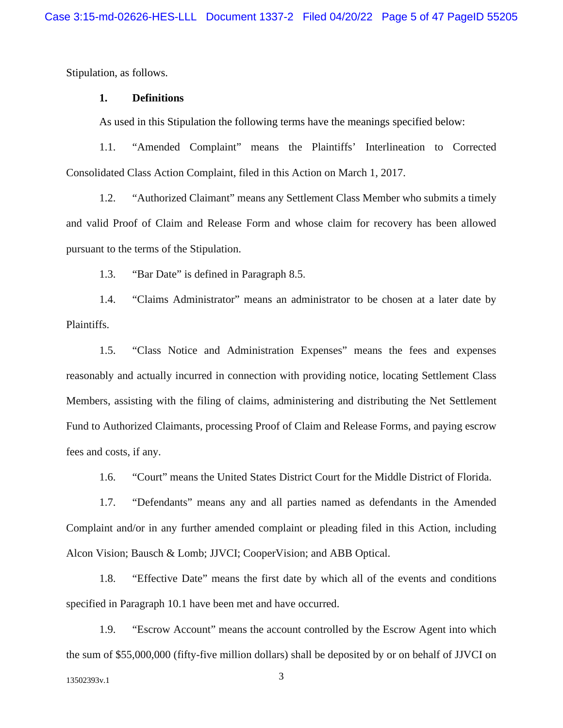Stipulation, as follows.

**1. Definitions**

As used in this Stipulation the following terms have the meanings specified below:

1.1. "Amended Complaint" means the Plaintiffs' Interlineation to Corrected Consolidated Class Action Complaint, filed in this Action on March 1, 2017.

1.2. "Authorized Claimant" means any Settlement Class Member who submits a timely and valid Proof of Claim and Release Form and whose claim for recovery has been allowed pursuant to the terms of the Stipulation.

1.3. "Bar Date" is defined in Paragraph 8.5.

1.4. "Claims Administrator" means an administrator to be chosen at a later date by Plaintiffs.

1.5. "Class Notice and Administration Expenses" means the fees and expenses reasonably and actually incurred in connection with providing notice, locating Settlement Class Members, assisting with the filing of claims, administering and distributing the Net Settlement Fund to Authorized Claimants, processing Proof of Claim and Release Forms, and paying escrow fees and costs, if any.

1.6. "Court" means the United States District Court for the Middle District of Florida.

1.7. "Defendants" means any and all parties named as defendants in the Amended Complaint and/or in any further amended complaint or pleading filed in this Action, including Alcon Vision; Bausch & Lomb; JJVCI; CooperVision; and ABB Optical.

1.8. "Effective Date" means the first date by which all of the events and conditions specified in Paragraph 10.1 have been met and have occurred.

1.9. "Escrow Account" means the account controlled by the Escrow Agent into which the sum of $55,000,000 (fifty-five million dollars) shall be deposited by or on behalf of JJVCI on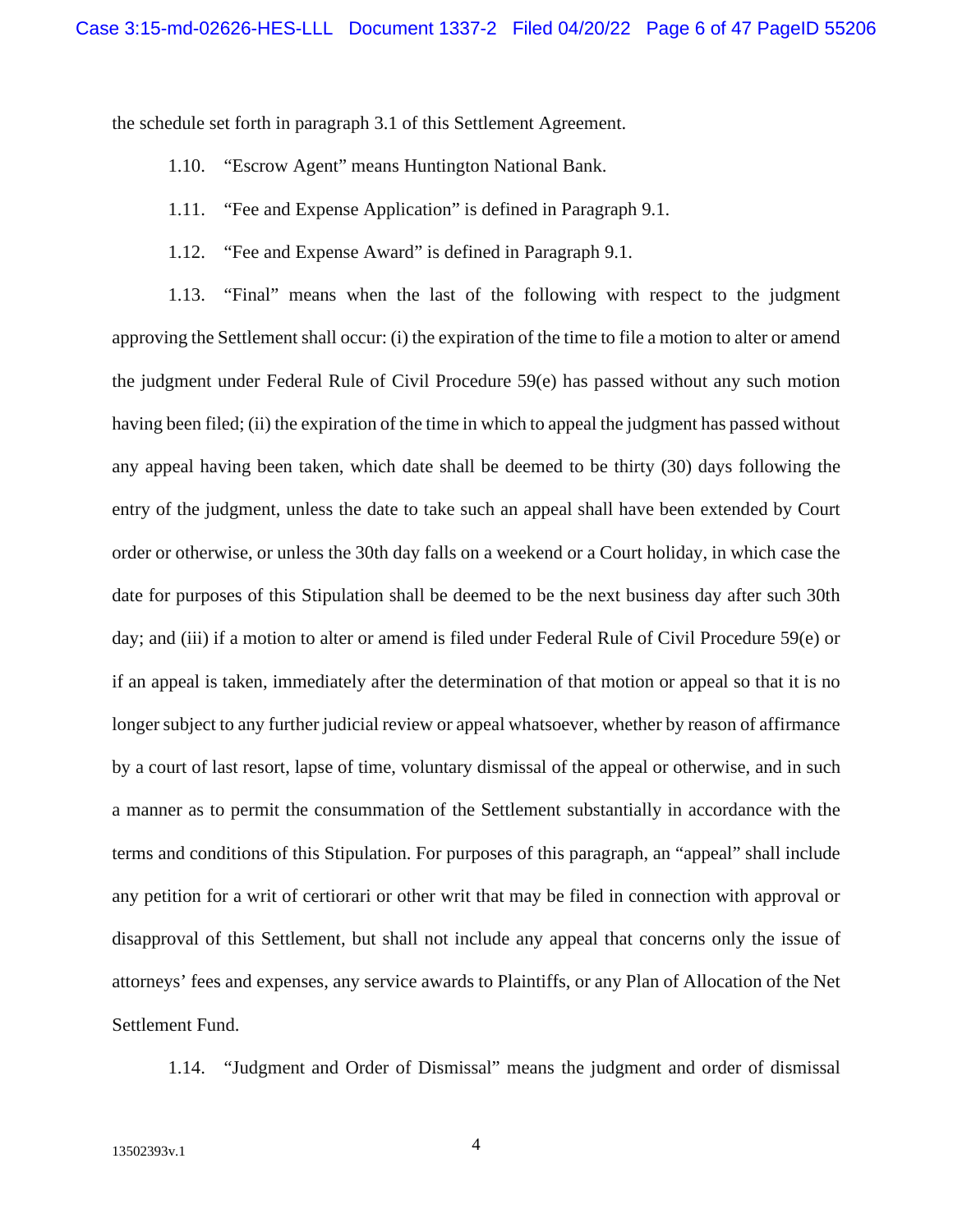the schedule set forth in paragraph 3.1 of this Settlement Agreement.

1.10. "Escrow Agent" means Huntington National Bank.

1.11. "Fee and Expense Application" is defined in Paragraph 9.1.

1.12. "Fee and Expense Award" is defined in Paragraph 9.1.

1.13. "Final" means when the last of the following with respect to the judgment approving the Settlement shall occur: (i) the expiration of the time to file a motion to alter or amend the judgment under Federal Rule of Civil Procedure 59(e) has passed without any such motion having been filed; (ii) the expiration of the time in which to appeal the judgment has passed without any appeal having been taken, which date shall be deemed to be thirty (30) days following the entry of the judgment, unless the date to take such an appeal shall have been extended by Court order or otherwise, or unless the 30th day falls on a weekend or a Court holiday, in which case the date for purposes of this Stipulation shall be deemed to be the next business day after such 30th day; and (iii) if a motion to alter or amend is filed under Federal Rule of Civil Procedure 59(e) or if an appeal is taken, immediately after the determination of that motion or appeal so that it is no longer subject to any further judicial review or appeal whatsoever, whether by reason of affirmance by a court of last resort, lapse of time, voluntary dismissal of the appeal or otherwise, and in such a manner as to permit the consummation of the Settlement substantially in accordance with the terms and conditions of this Stipulation. For purposes of this paragraph, an "appeal" shall include any petition for a writ of certiorari or other writ that may be filed in connection with approval or disapproval of this Settlement, but shall not include any appeal that concerns only the issue of attorneys' fees and expenses, any service awards to Plaintiffs, or any Plan of Allocation of the Net Settlement Fund.

1.14. "Judgment and Order of Dismissal" means the judgment and order of dismissal

13502393v.1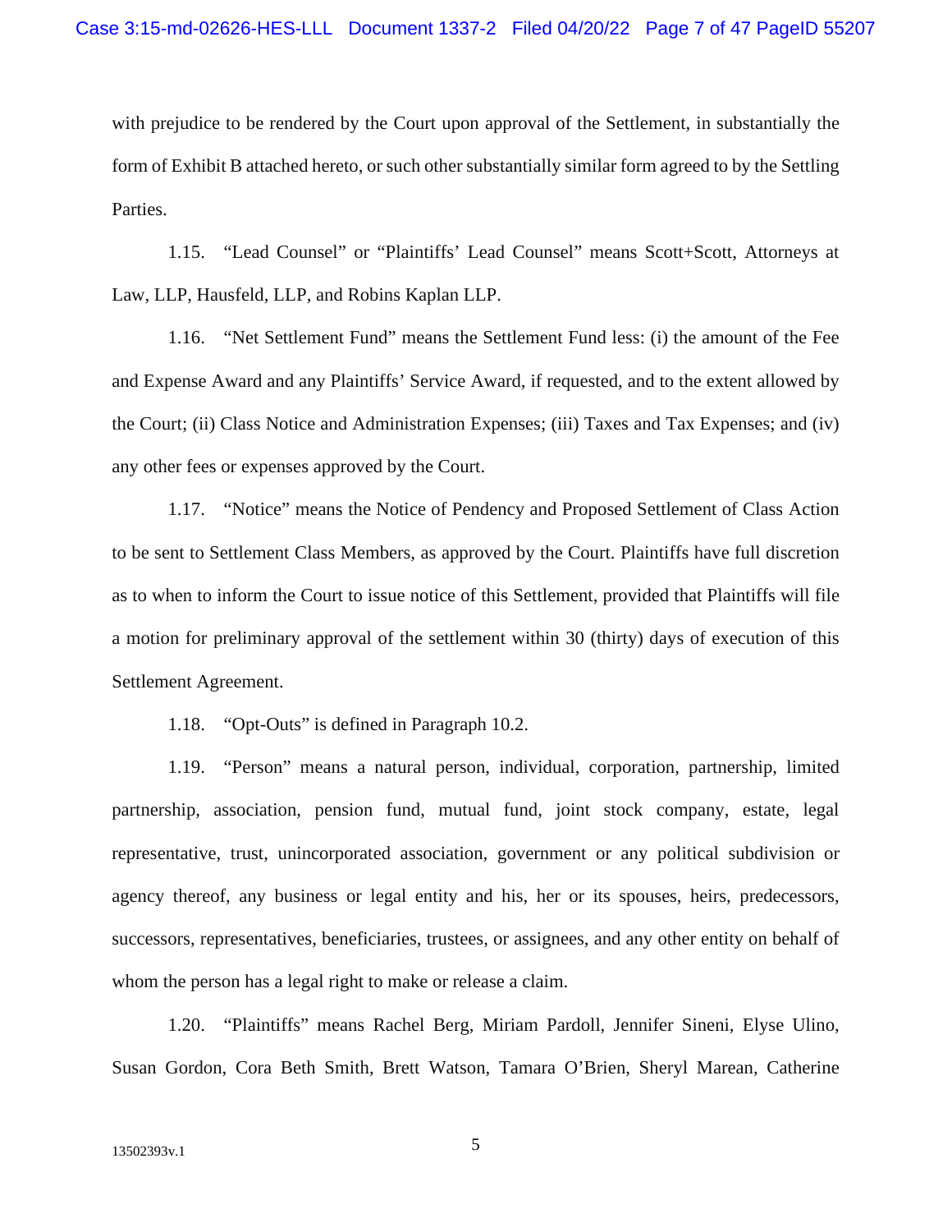with prejudice to be rendered by the Court upon approval of the Settlement, in substantially the form of Exhibit B attached hereto, or such other substantially similar form agreed to by the Settling Parties.

1.15. "Lead Counsel" or "Plaintiffs' Lead Counsel" means Scott+Scott, Attorneys at Law, LLP, Hausfeld, LLP, and Robins Kaplan LLP.

1.16. "Net Settlement Fund" means the Settlement Fund less: (i) the amount of the Fee and Expense Award and any Plaintiffs' Service Award, if requested, and to the extent allowed by the Court; (ii) Class Notice and Administration Expenses; (iii) Taxes and Tax Expenses; and (iv) any other fees or expenses approved by the Court.

1.17. "Notice" means the Notice of Pendency and Proposed Settlement of Class Action to be sent to Settlement Class Members, as approved by the Court. Plaintiffs have full discretion as to when to inform the Court to issue notice of this Settlement, provided that Plaintiffs will file a motion for preliminary approval of the settlement within 30 (thirty) days of execution of this Settlement Agreement.

1.18. "Opt-Outs" is defined in Paragraph 10.2.

1.19. "Person" means a natural person, individual, corporation, partnership, limited partnership, association, pension fund, mutual fund, joint stock company, estate, legal representative, trust, unincorporated association, government or any political subdivision or agency thereof, any business or legal entity and his, her or its spouses, heirs, predecessors, successors, representatives, beneficiaries, trustees, or assignees, and any other entity on behalf of whom the person has a legal right to make or release a claim.

1.20. "Plaintiffs" means Rachel Berg, Miriam Pardoll, Jennifer Sineni, Elyse Ulino, Susan Gordon, Cora Beth Smith, Brett Watson, Tamara O'Brien, Sheryl Marean, Catherine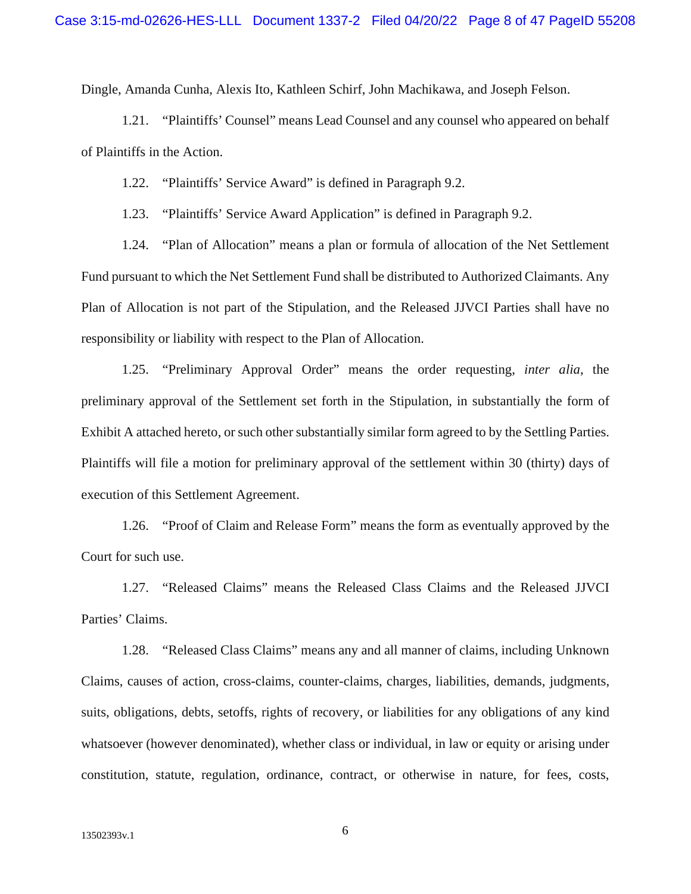Dingle, Amanda Cunha, Alexis Ito, Kathleen Schirf, John Machikawa, and Joseph Felson.

1.21. "Plaintiffs' Counsel" means Lead Counsel and any counsel who appeared on behalf of Plaintiffs in the Action.

1.22. "Plaintiffs' Service Award" is defined in Paragraph 9.2.

1.23. "Plaintiffs' Service Award Application" is defined in Paragraph 9.2.

1.24. "Plan of Allocation" means a plan or formula of allocation of the Net Settlement Fund pursuant to which the Net Settlement Fund shall be distributed to Authorized Claimants. Any Plan of Allocation is not part of the Stipulation, and the Released JJVCI Parties shall have no responsibility or liability with respect to the Plan of Allocation.

1.25. "Preliminary Approval Order" means the order requesting, *inter alia*, the preliminary approval of the Settlement set forth in the Stipulation, in substantially the form of Exhibit A attached hereto, or such other substantially similar form agreed to by the Settling Parties. Plaintiffs will file a motion for preliminary approval of the settlement within 30 (thirty) days of execution of this Settlement Agreement.

1.26. "Proof of Claim and Release Form" means the form as eventually approved by the Court for such use.

1.27. "Released Claims" means the Released Class Claims and the Released JJVCI Parties' Claims.

1.28. "Released Class Claims" means any and all manner of claims, including Unknown Claims, causes of action, cross-claims, counter-claims, charges, liabilities, demands, judgments, suits, obligations, debts, setoffs, rights of recovery, or liabilities for any obligations of any kind whatsoever (however denominated), whether class or individual, in law or equity or arising under constitution, statute, regulation, ordinance, contract, or otherwise in nature, for fees, costs,

13502393v.1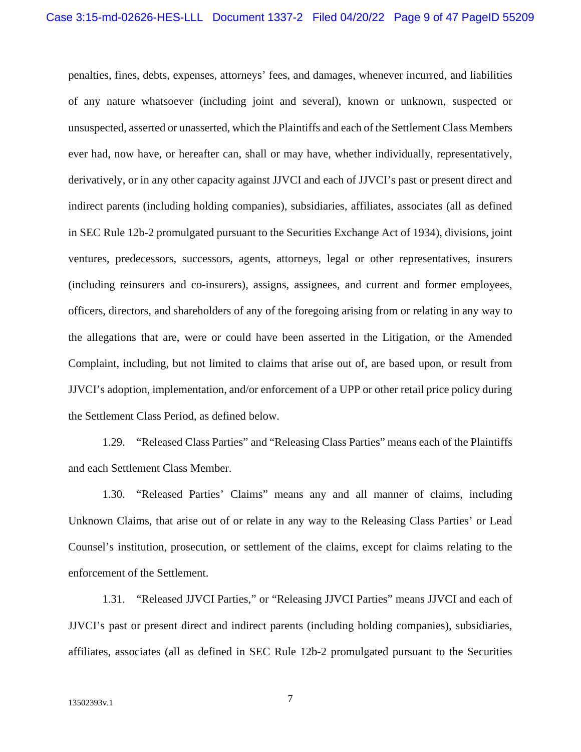penalties, fines, debts, expenses, attorneys' fees, and damages, whenever incurred, and liabilities of any nature whatsoever (including joint and several), known or unknown, suspected or unsuspected, asserted or unasserted, which the Plaintiffs and each of the Settlement Class Members ever had, now have, or hereafter can, shall or may have, whether individually, representatively, derivatively, or in any other capacity against JJVCI and each of JJVCI's past or present direct and indirect parents (including holding companies), subsidiaries, affiliates, associates (all as defined in SEC Rule 12b-2 promulgated pursuant to the Securities Exchange Act of 1934), divisions, joint ventures, predecessors, successors, agents, attorneys, legal or other representatives, insurers (including reinsurers and co-insurers), assigns, assignees, and current and former employees, officers, directors, and shareholders of any of the foregoing arising from or relating in any way to the allegations that are, were or could have been asserted in the Litigation, or the Amended Complaint, including, but not limited to claims that arise out of, are based upon, or result from JJVCI's adoption, implementation, and/or enforcement of a UPP or other retail price policy during the Settlement Class Period, as defined below.

1.29. "Released Class Parties" and "Releasing Class Parties" means each of the Plaintiffs and each Settlement Class Member.

1.30. "Released Parties' Claims" means any and all manner of claims, including Unknown Claims, that arise out of or relate in any way to the Releasing Class Parties' or Lead Counsel's institution, prosecution, or settlement of the claims, except for claims relating to the enforcement of the Settlement.

1.31. "Released JJVCI Parties," or "Releasing JJVCI Parties" means JJVCI and each of JJVCI's past or present direct and indirect parents (including holding companies), subsidiaries, affiliates, associates (all as defined in SEC Rule 12b-2 promulgated pursuant to the Securities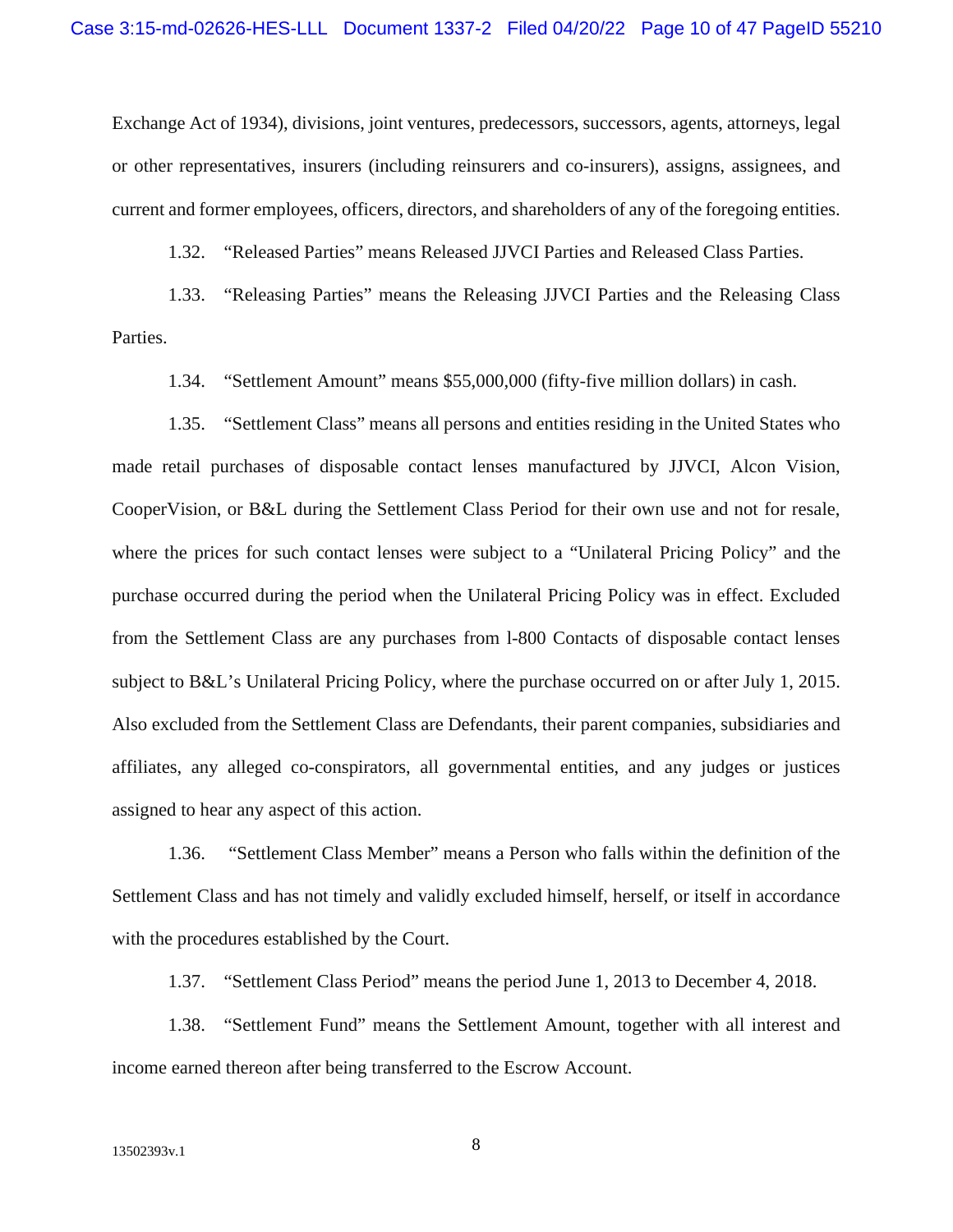Exchange Act of 1934), divisions, joint ventures, predecessors, successors, agents, attorneys, legal or other representatives, insurers (including reinsurers and co-insurers), assigns, assignees, and current and former employees, officers, directors, and shareholders of any of the foregoing entities.

1.32. "Released Parties" means Released JJVCI Parties and Released Class Parties.

1.33. "Releasing Parties" means the Releasing JJVCI Parties and the Releasing Class Parties.

1.34. "Settlement Amount" means $55,000,000 (fifty-five million dollars) in cash.

1.35. "Settlement Class" means all persons and entities residing in the United States who made retail purchases of disposable contact lenses manufactured by JJVCI, Alcon Vision, CooperVision, or B&L during the Settlement Class Period for their own use and not for resale, where the prices for such contact lenses were subject to a "Unilateral Pricing Policy" and the purchase occurred during the period when the Unilateral Pricing Policy was in effect. Excluded from the Settlement Class are any purchases from l-800 Contacts of disposable contact lenses subject to B&L's Unilateral Pricing Policy, where the purchase occurred on or after July 1, 2015. Also excluded from the Settlement Class are Defendants, their parent companies, subsidiaries and affiliates, any alleged co-conspirators, all governmental entities, and any judges or justices assigned to hear any aspect of this action.

1.36. "Settlement Class Member" means a Person who falls within the definition of the Settlement Class and has not timely and validly excluded himself, herself, or itself in accordance with the procedures established by the Court.

1.37. "Settlement Class Period" means the period June 1, 2013 to December 4, 2018.

1.38. "Settlement Fund" means the Settlement Amount, together with all interest and income earned thereon after being transferred to the Escrow Account.

13502393v.1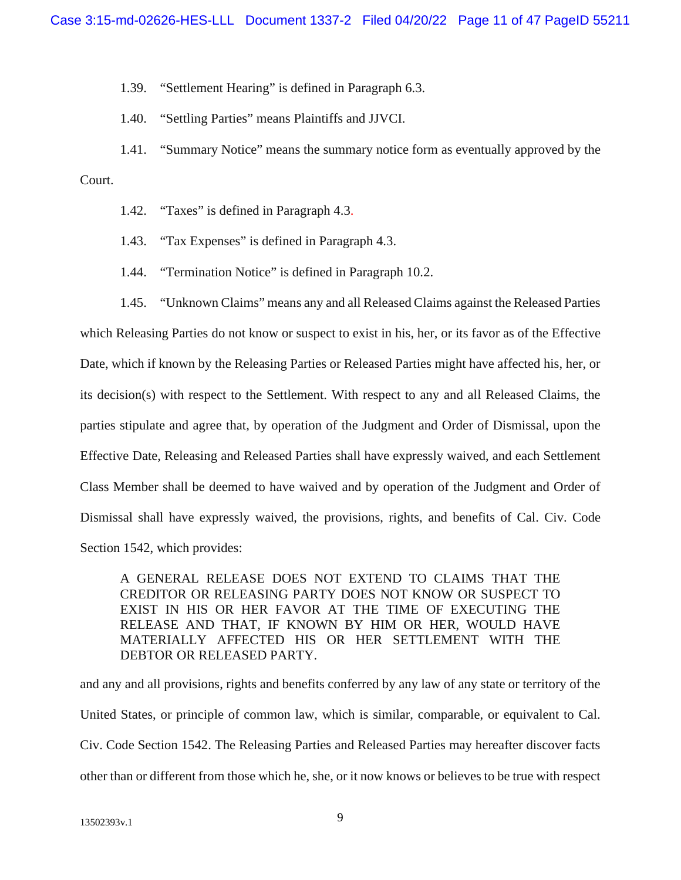1.39. "Settlement Hearing" is defined in Paragraph 6.3.

1.40. "Settling Parties" means Plaintiffs and JJVCI.

1.41. "Summary Notice" means the summary notice form as eventually approved by the Court.

1.42. "Taxes" is defined in Paragraph 4.3.

1.43. "Tax Expenses" is defined in Paragraph 4.3.

1.44. "Termination Notice" is defined in Paragraph 10.2.

1.45. "Unknown Claims" means any and all Released Claims against the Released Parties which Releasing Parties do not know or suspect to exist in his, her, or its favor as of the Effective Date, which if known by the Releasing Parties or Released Parties might have affected his, her, or its decision(s) with respect to the Settlement. With respect to any and all Released Claims, the parties stipulate and agree that, by operation of the Judgment and Order of Dismissal, upon the Effective Date, Releasing and Released Parties shall have expressly waived, and each Settlement Class Member shall be deemed to have waived and by operation of the Judgment and Order of Dismissal shall have expressly waived, the provisions, rights, and benefits of Cal. Civ. Code Section 1542, which provides:

> A GENERAL RELEASE DOES NOT EXTEND TO CLAIMS THAT THE CREDITOR OR RELEASING PARTY DOES NOT KNOW OR SUSPECT TO EXIST IN HIS OR HER FAVOR AT THE TIME OF EXECUTING THE RELEASE AND THAT, IF KNOWN BY HIM OR HER, WOULD HAVE MATERIALLY AFFECTED HIS OR HER SETTLEMENT WITH THE DEBTOR OR RELEASED PARTY.

and any and all provisions, rights and benefits conferred by any law of any state or territory of the United States, or principle of common law, which is similar, comparable, or equivalent to Cal. Civ. Code Section 1542. The Releasing Parties and Released Parties may hereafter discover facts other than or different from those which he, she, or it now knows or believes to be true with respect

13502393v.1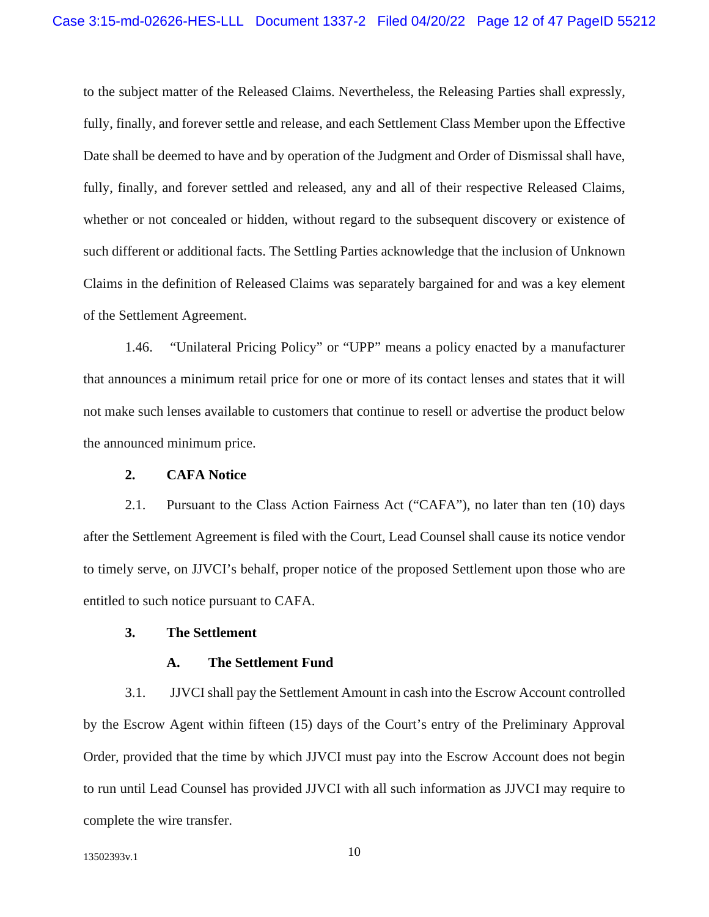to the subject matter of the Released Claims. Nevertheless, the Releasing Parties shall expressly, fully, finally, and forever settle and release, and each Settlement Class Member upon the Effective Date shall be deemed to have and by operation of the Judgment and Order of Dismissal shall have, fully, finally, and forever settled and released, any and all of their respective Released Claims, whether or not concealed or hidden, without regard to the subsequent discovery or existence of such different or additional facts. The Settling Parties acknowledge that the inclusion of Unknown Claims in the definition of Released Claims was separately bargained for and was a key element of the Settlement Agreement.

1.46. "Unilateral Pricing Policy" or "UPP" means a policy enacted by a manufacturer that announces a minimum retail price for one or more of its contact lenses and states that it will not make such lenses available to customers that continue to resell or advertise the product below the announced minimum price.

## 2. CAFA Notice

2.1. Pursuant to the Class Action Fairness Act ("CAFA"), no later than ten (10) days after the Settlement Agreement is filed with the Court, Lead Counsel shall cause its notice vendor to timely serve, on JJVCI's behalf, proper notice of the proposed Settlement upon those who are entitled to such notice pursuant to CAFA.

## 3. The Settlement

### A. The Settlement Fund

3.1. JJVCI shall pay the Settlement Amount in cash into the Escrow Account controlled by the Escrow Agent within fifteen (15) days of the Court's entry of the Preliminary Approval Order, provided that the time by which JJVCI must pay into the Escrow Account does not begin to run until Lead Counsel has provided JJVCI with all such information as JJVCI may require to complete the wire transfer.

13502393v.1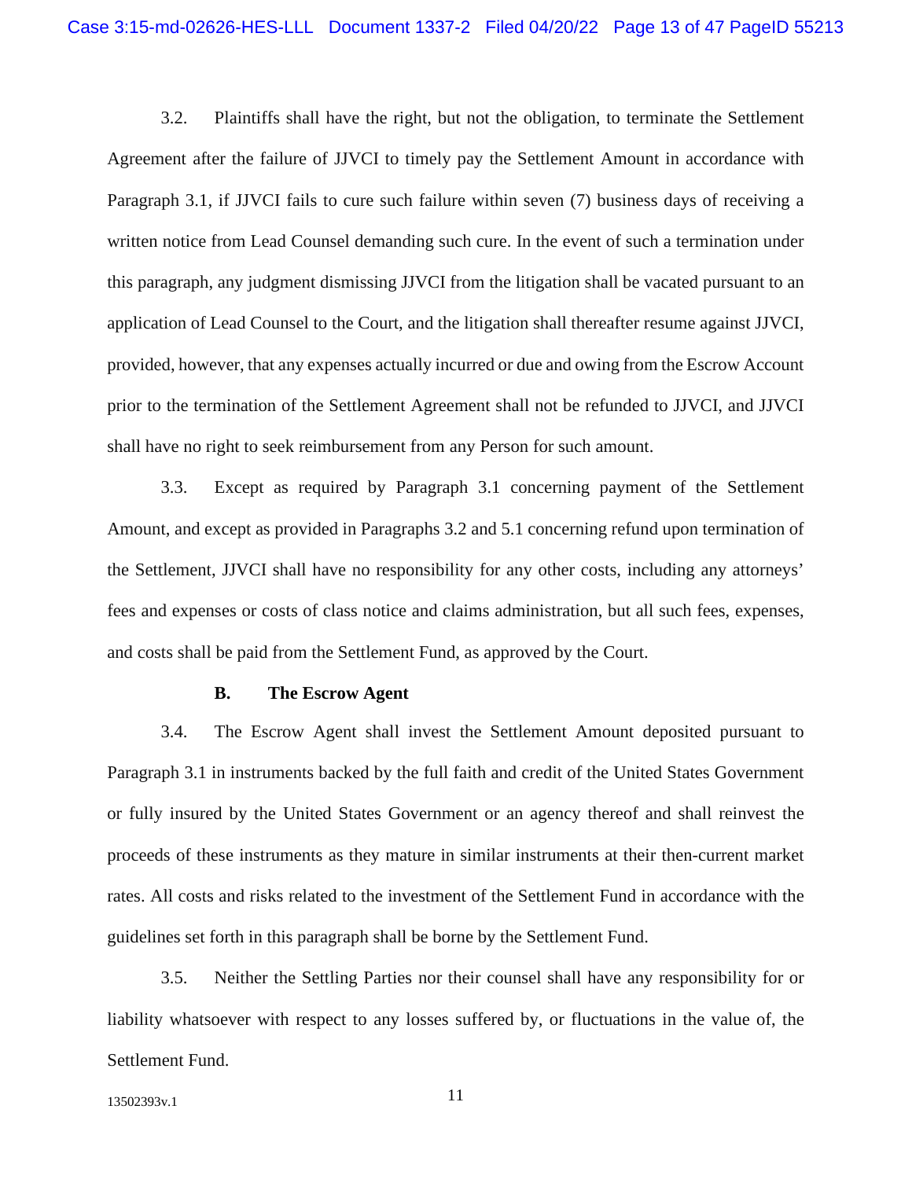3.2. Plaintiffs shall have the right, but not the obligation, to terminate the Settlement Agreement after the failure of JJVCI to timely pay the Settlement Amount in accordance with Paragraph 3.1, if JJVCI fails to cure such failure within seven (7) business days of receiving a written notice from Lead Counsel demanding such cure. In the event of such a termination under this paragraph, any judgment dismissing JJVCI from the litigation shall be vacated pursuant to an application of Lead Counsel to the Court, and the litigation shall thereafter resume against JJVCI, provided, however, that any expenses actually incurred or due and owing from the Escrow Account prior to the termination of the Settlement Agreement shall not be refunded to JJVCI, and JJVCI shall have no right to seek reimbursement from any Person for such amount.

3.3. Except as required by Paragraph 3.1 concerning payment of the Settlement Amount, and except as provided in Paragraphs 3.2 and 5.1 concerning refund upon termination of the Settlement, JJVCI shall have no responsibility for any other costs, including any attorneys' fees and expenses or costs of class notice and claims administration, but all such fees, expenses, and costs shall be paid from the Settlement Fund, as approved by the Court.

### B. The Escrow Agent

3.4. The Escrow Agent shall invest the Settlement Amount deposited pursuant to Paragraph 3.1 in instruments backed by the full faith and credit of the United States Government or fully insured by the United States Government or an agency thereof and shall reinvest the proceeds of these instruments as they mature in similar instruments at their then-current market rates. All costs and risks related to the investment of the Settlement Fund in accordance with the guidelines set forth in this paragraph shall be borne by the Settlement Fund.

3.5. Neither the Settling Parties nor their counsel shall have any responsibility for or liability whatsoever with respect to any losses suffered by, or fluctuations in the value of, the Settlement Fund.

13502393v.1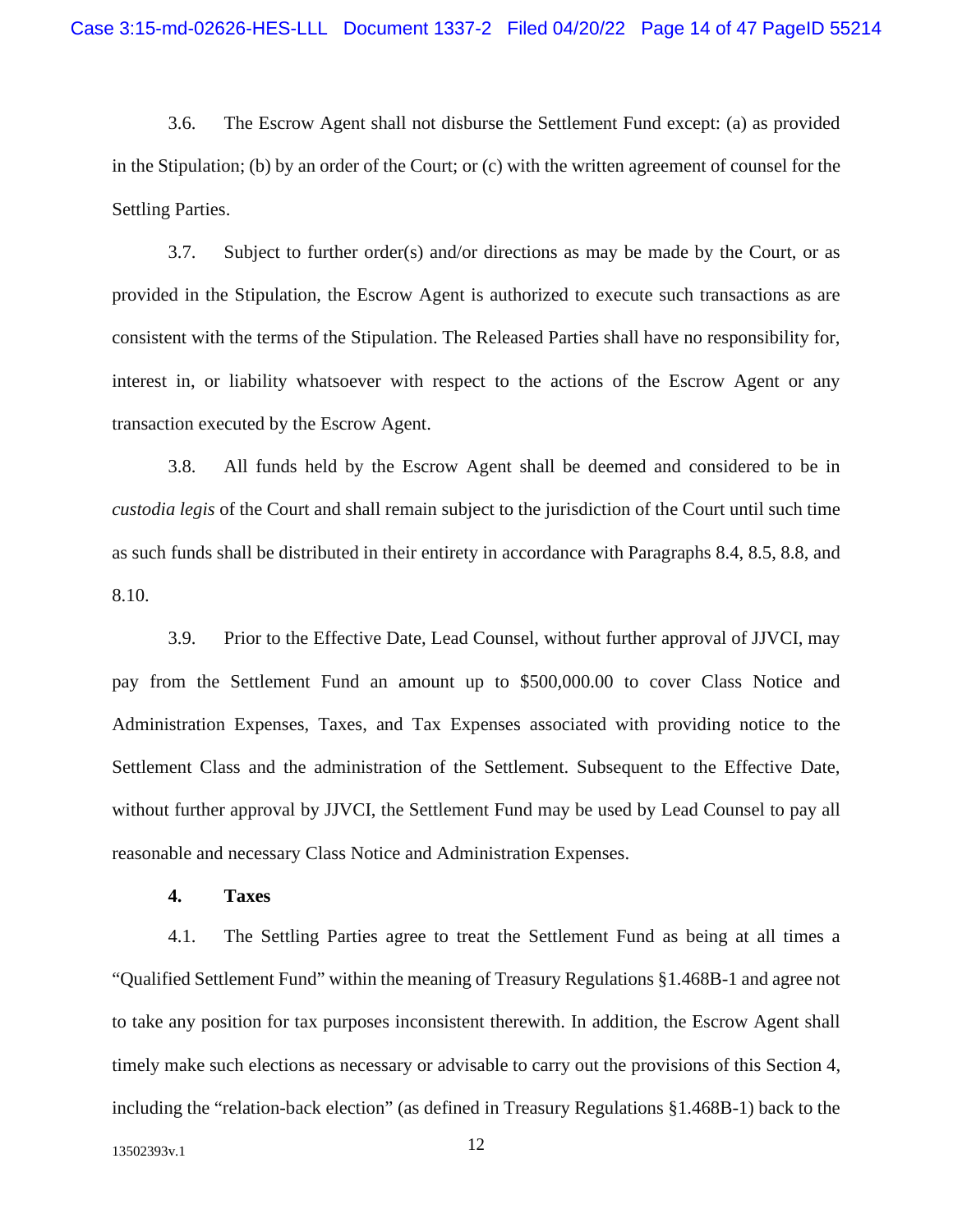3.6. The Escrow Agent shall not disburse the Settlement Fund except: (a) as provided in the Stipulation; (b) by an order of the Court; or (c) with the written agreement of counsel for the Settling Parties.

3.7. Subject to further order(s) and/or directions as may be made by the Court, or as provided in the Stipulation, the Escrow Agent is authorized to execute such transactions as are consistent with the terms of the Stipulation. The Released Parties shall have no responsibility for, interest in, or liability whatsoever with respect to the actions of the Escrow Agent or any transaction executed by the Escrow Agent.

3.8. All funds held by the Escrow Agent shall be deemed and considered to be in *custodia legis* of the Court and shall remain subject to the jurisdiction of the Court until such time as such funds shall be distributed in their entirety in accordance with Paragraphs 8.4, 8.5, 8.8, and 8.10.

3.9. Prior to the Effective Date, Lead Counsel, without further approval of JJVCI, may pay from the Settlement Fund an amount up to $500,000.00 to cover Class Notice and Administration Expenses, Taxes, and Tax Expenses associated with providing notice to the Settlement Class and the administration of the Settlement. Subsequent to the Effective Date, without further approval by JJVCI, the Settlement Fund may be used by Lead Counsel to pay all reasonable and necessary Class Notice and Administration Expenses.

**4. Taxes**

4.1. The Settling Parties agree to treat the Settlement Fund as being at all times a "Qualified Settlement Fund" within the meaning of Treasury Regulations §1.468B-1 and agree not to take any position for tax purposes inconsistent therewith. In addition, the Escrow Agent shall timely make such elections as necessary or advisable to carry out the provisions of this Section 4, including the "relation-back election" (as defined in Treasury Regulations §1.468B-1) back to the

13502393v.1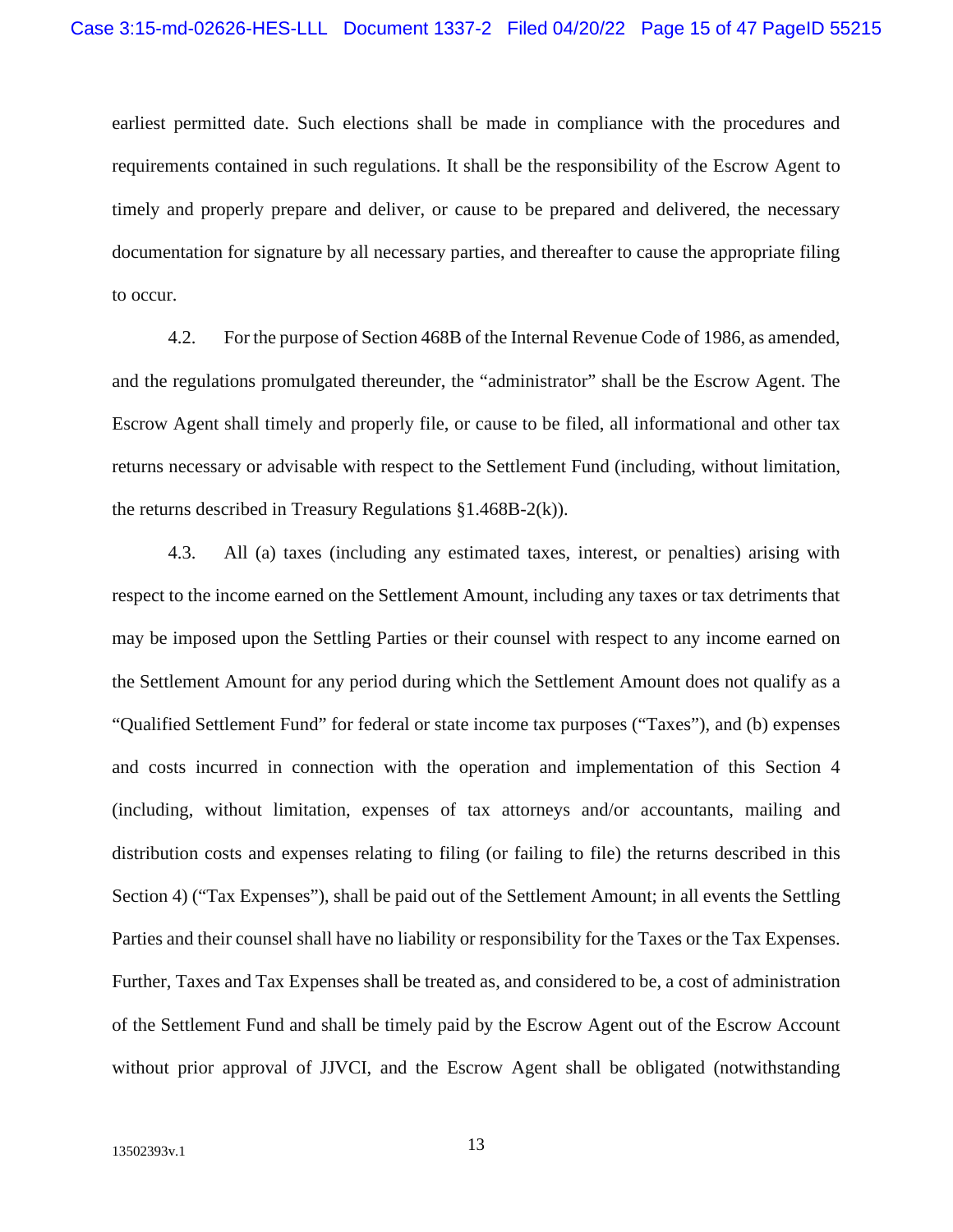earliest permitted date. Such elections shall be made in compliance with the procedures and requirements contained in such regulations. It shall be the responsibility of the Escrow Agent to timely and properly prepare and deliver, or cause to be prepared and delivered, the necessary documentation for signature by all necessary parties, and thereafter to cause the appropriate filing to occur.

4.2. For the purpose of Section 468B of the Internal Revenue Code of 1986, as amended, and the regulations promulgated thereunder, the "administrator" shall be the Escrow Agent. The Escrow Agent shall timely and properly file, or cause to be filed, all informational and other tax returns necessary or advisable with respect to the Settlement Fund (including, without limitation, the returns described in Treasury Regulations §1.468B-2(k)).

4.3. All (a) taxes (including any estimated taxes, interest, or penalties) arising with respect to the income earned on the Settlement Amount, including any taxes or tax detriments that may be imposed upon the Settling Parties or their counsel with respect to any income earned on the Settlement Amount for any period during which the Settlement Amount does not qualify as a "Qualified Settlement Fund" for federal or state income tax purposes ("Taxes"), and (b) expenses and costs incurred in connection with the operation and implementation of this Section 4 (including, without limitation, expenses of tax attorneys and/or accountants, mailing and distribution costs and expenses relating to filing (or failing to file) the returns described in this Section 4) ("Tax Expenses"), shall be paid out of the Settlement Amount; in all events the Settling Parties and their counsel shall have no liability or responsibility for the Taxes or the Tax Expenses. Further, Taxes and Tax Expenses shall be treated as, and considered to be, a cost of administration of the Settlement Fund and shall be timely paid by the Escrow Agent out of the Escrow Account without prior approval of JJVCI, and the Escrow Agent shall be obligated (notwithstanding

13502393v.1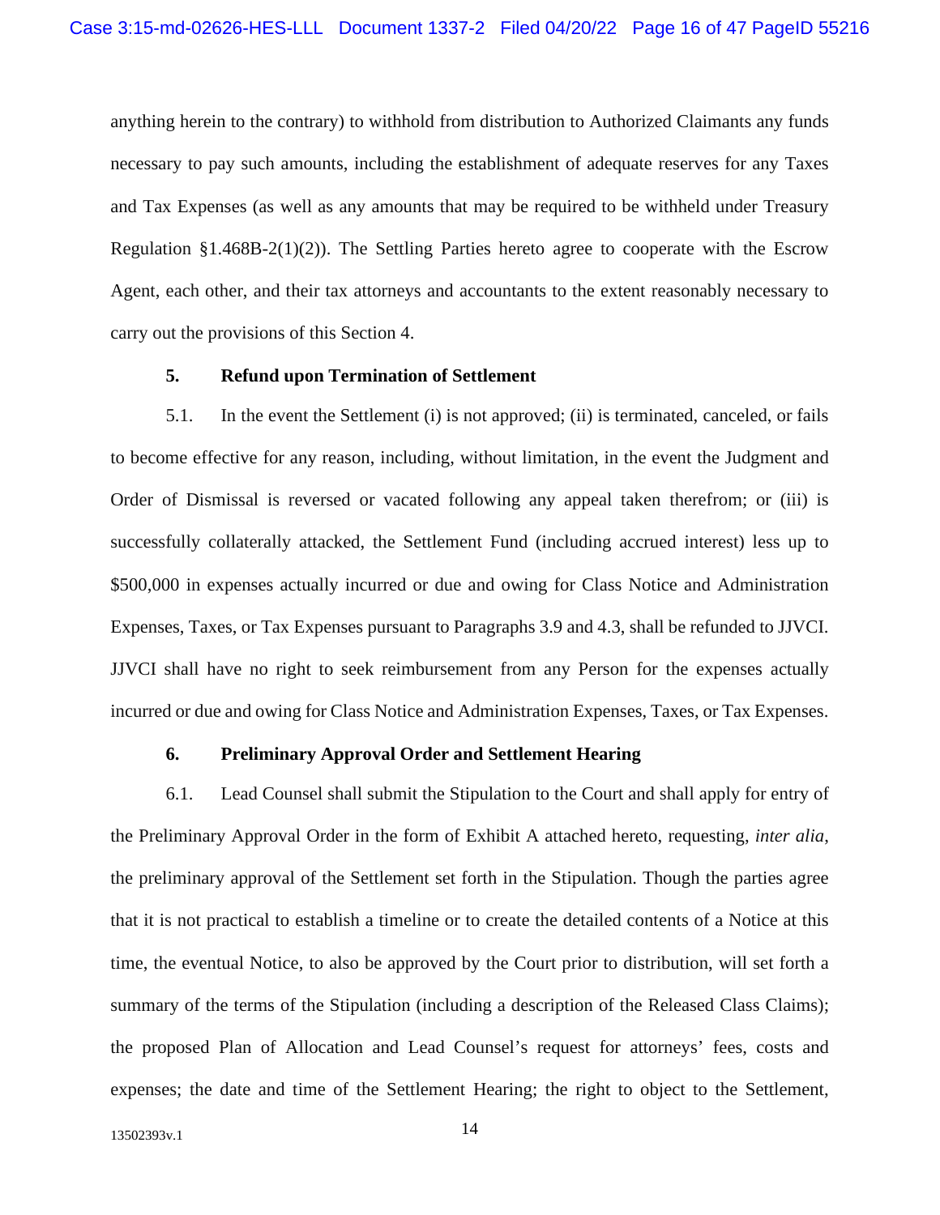anything herein to the contrary) to withhold from distribution to Authorized Claimants any funds necessary to pay such amounts, including the establishment of adequate reserves for any Taxes and Tax Expenses (as well as any amounts that may be required to be withheld under Treasury Regulation §1.468B-2(1)(2)). The Settling Parties hereto agree to cooperate with the Escrow Agent, each other, and their tax attorneys and accountants to the extent reasonably necessary to carry out the provisions of this Section 4.

**5. Refund upon Termination of Settlement**

5.1. In the event the Settlement (i) is not approved; (ii) is terminated, canceled, or fails to become effective for any reason, including, without limitation, in the event the Judgment and Order of Dismissal is reversed or vacated following any appeal taken therefrom; or (iii) is successfully collaterally attacked, the Settlement Fund (including accrued interest) less up to $500,000 in expenses actually incurred or due and owing for Class Notice and Administration Expenses, Taxes, or Tax Expenses pursuant to Paragraphs 3.9 and 4.3, shall be refunded to JJVCI. JJVCI shall have no right to seek reimbursement from any Person for the expenses actually incurred or due and owing for Class Notice and Administration Expenses, Taxes, or Tax Expenses.

**6. Preliminary Approval Order and Settlement Hearing**

6.1. Lead Counsel shall submit the Stipulation to the Court and shall apply for entry of the Preliminary Approval Order in the form of Exhibit A attached hereto, requesting, *inter alia*, the preliminary approval of the Settlement set forth in the Stipulation. Though the parties agree that it is not practical to establish a timeline or to create the detailed contents of a Notice at this time, the eventual Notice, to also be approved by the Court prior to distribution, will set forth a summary of the terms of the Stipulation (including a description of the Released Class Claims); the proposed Plan of Allocation and Lead Counsel's request for attorneys' fees, costs and expenses; the date and time of the Settlement Hearing; the right to object to the Settlement,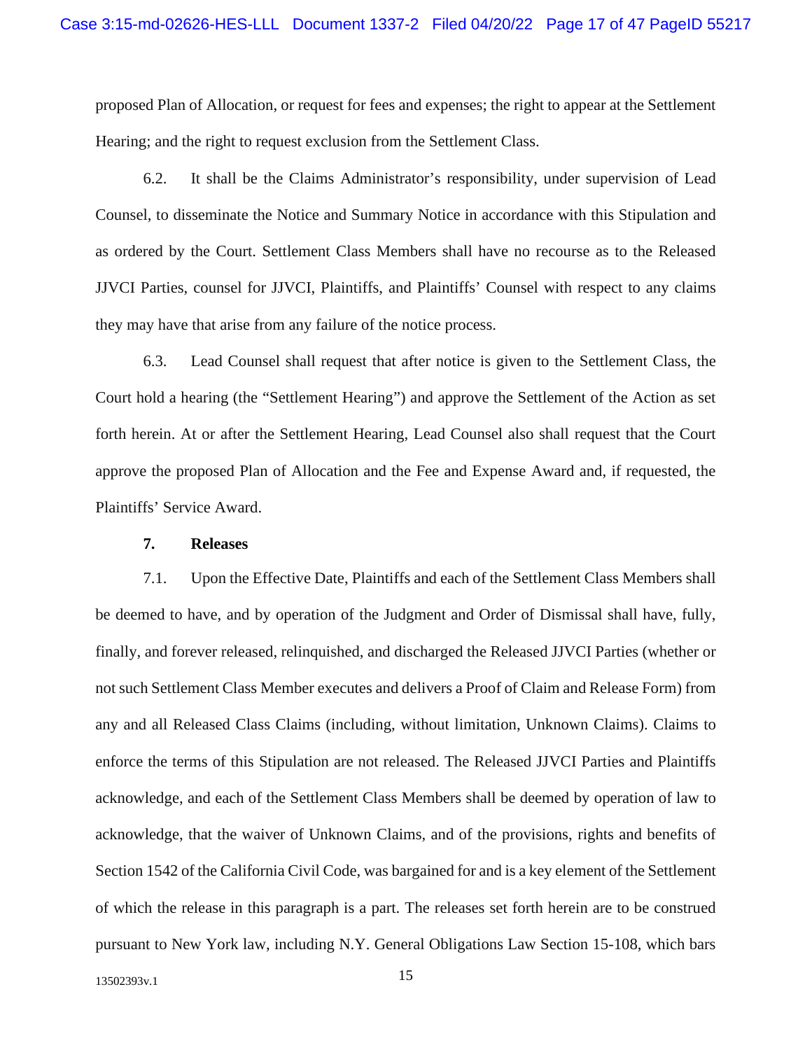proposed Plan of Allocation, or request for fees and expenses; the right to appear at the Settlement Hearing; and the right to request exclusion from the Settlement Class.

6.2. It shall be the Claims Administrator's responsibility, under supervision of Lead Counsel, to disseminate the Notice and Summary Notice in accordance with this Stipulation and as ordered by the Court. Settlement Class Members shall have no recourse as to the Released JJVCI Parties, counsel for JJVCI, Plaintiffs, and Plaintiffs' Counsel with respect to any claims they may have that arise from any failure of the notice process.

6.3. Lead Counsel shall request that after notice is given to the Settlement Class, the Court hold a hearing (the "Settlement Hearing") and approve the Settlement of the Action as set forth herein. At or after the Settlement Hearing, Lead Counsel also shall request that the Court approve the proposed Plan of Allocation and the Fee and Expense Award and, if requested, the Plaintiffs' Service Award.

**7. Releases**

7.1. Upon the Effective Date, Plaintiffs and each of the Settlement Class Members shall be deemed to have, and by operation of the Judgment and Order of Dismissal shall have, fully, finally, and forever released, relinquished, and discharged the Released JJVCI Parties (whether or not such Settlement Class Member executes and delivers a Proof of Claim and Release Form) from any and all Released Class Claims (including, without limitation, Unknown Claims). Claims to enforce the terms of this Stipulation are not released. The Released JJVCI Parties and Plaintiffs acknowledge, and each of the Settlement Class Members shall be deemed by operation of law to acknowledge, that the waiver of Unknown Claims, and of the provisions, rights and benefits of Section 1542 of the California Civil Code, was bargained for and is a key element of the Settlement of which the release in this paragraph is a part. The releases set forth herein are to be construed pursuant to New York law, including N.Y. General Obligations Law Section 15-108, which bars

13502393v.1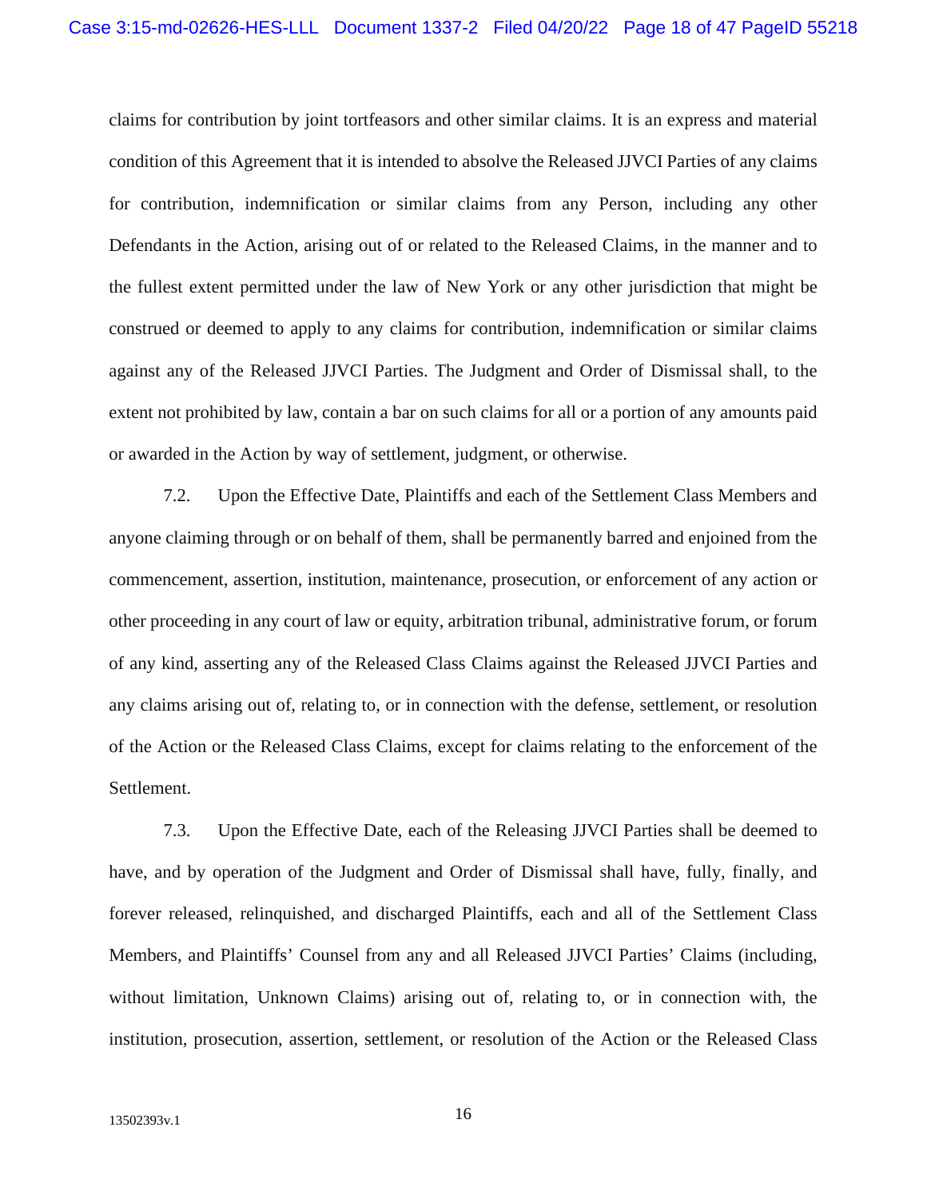claims for contribution by joint tortfeasors and other similar claims. It is an express and material condition of this Agreement that it is intended to absolve the Released JJVCI Parties of any claims for contribution, indemnification or similar claims from any Person, including any other Defendants in the Action, arising out of or related to the Released Claims, in the manner and to the fullest extent permitted under the law of New York or any other jurisdiction that might be construed or deemed to apply to any claims for contribution, indemnification or similar claims against any of the Released JJVCI Parties. The Judgment and Order of Dismissal shall, to the extent not prohibited by law, contain a bar on such claims for all or a portion of any amounts paid or awarded in the Action by way of settlement, judgment, or otherwise.

7.2. Upon the Effective Date, Plaintiffs and each of the Settlement Class Members and anyone claiming through or on behalf of them, shall be permanently barred and enjoined from the commencement, assertion, institution, maintenance, prosecution, or enforcement of any action or other proceeding in any court of law or equity, arbitration tribunal, administrative forum, or forum of any kind, asserting any of the Released Class Claims against the Released JJVCI Parties and any claims arising out of, relating to, or in connection with the defense, settlement, or resolution of the Action or the Released Class Claims, except for claims relating to the enforcement of the Settlement.

7.3. Upon the Effective Date, each of the Releasing JJVCI Parties shall be deemed to have, and by operation of the Judgment and Order of Dismissal shall have, fully, finally, and forever released, relinquished, and discharged Plaintiffs, each and all of the Settlement Class Members, and Plaintiffs' Counsel from any and all Released JJVCI Parties' Claims (including, without limitation, Unknown Claims) arising out of, relating to, or in connection with, the institution, prosecution, assertion, settlement, or resolution of the Action or the Released Class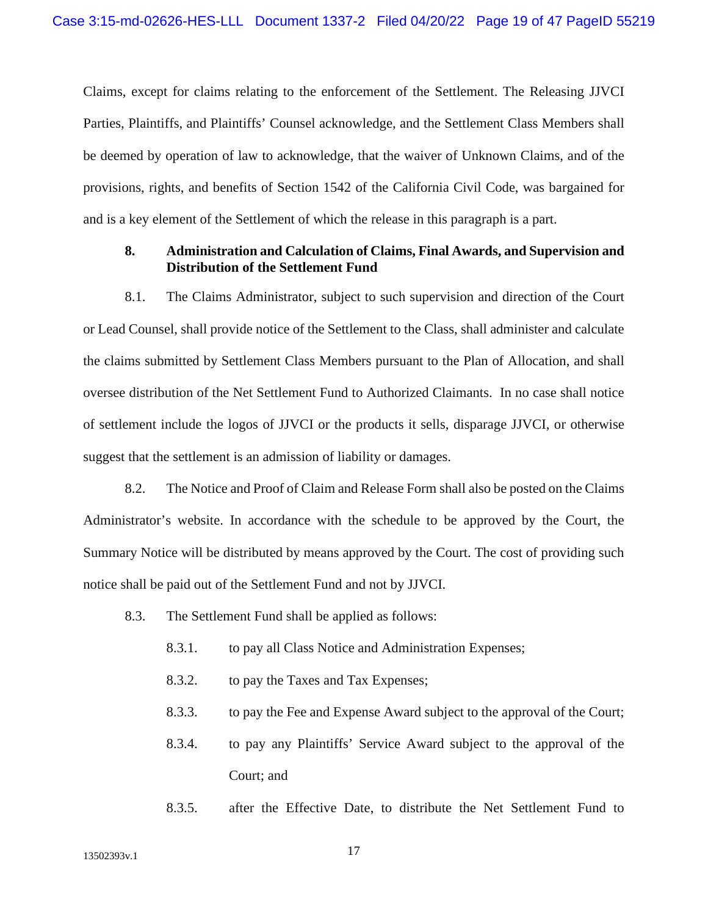Claims, except for claims relating to the enforcement of the Settlement. The Releasing JJVCI Parties, Plaintiffs, and Plaintiffs' Counsel acknowledge, and the Settlement Class Members shall be deemed by operation of law to acknowledge, that the waiver of Unknown Claims, and of the provisions, rights, and benefits of Section 1542 of the California Civil Code, was bargained for and is a key element of the Settlement of which the release in this paragraph is a part.

**8. Administration and Calculation of Claims, Final Awards, and Supervision and Distribution of the Settlement Fund**

8.1. The Claims Administrator, subject to such supervision and direction of the Court or Lead Counsel, shall provide notice of the Settlement to the Class, shall administer and calculate the claims submitted by Settlement Class Members pursuant to the Plan of Allocation, and shall oversee distribution of the Net Settlement Fund to Authorized Claimants. In no case shall notice of settlement include the logos of JJVCI or the products it sells, disparage JJVCI, or otherwise suggest that the settlement is an admission of liability or damages.

8.2. The Notice and Proof of Claim and Release Form shall also be posted on the Claims Administrator's website. In accordance with the schedule to be approved by the Court, the Summary Notice will be distributed by means approved by the Court. The cost of providing such notice shall be paid out of the Settlement Fund and not by JJVCI.

8.3. The Settlement Fund shall be applied as follows:

8.3.1. to pay all Class Notice and Administration Expenses;

8.3.2. to pay the Taxes and Tax Expenses;

8.3.3. to pay the Fee and Expense Award subject to the approval of the Court;

8.3.4. to pay any Plaintiffs' Service Award subject to the approval of the Court; and

8.3.5. after the Effective Date, to distribute the Net Settlement Fund to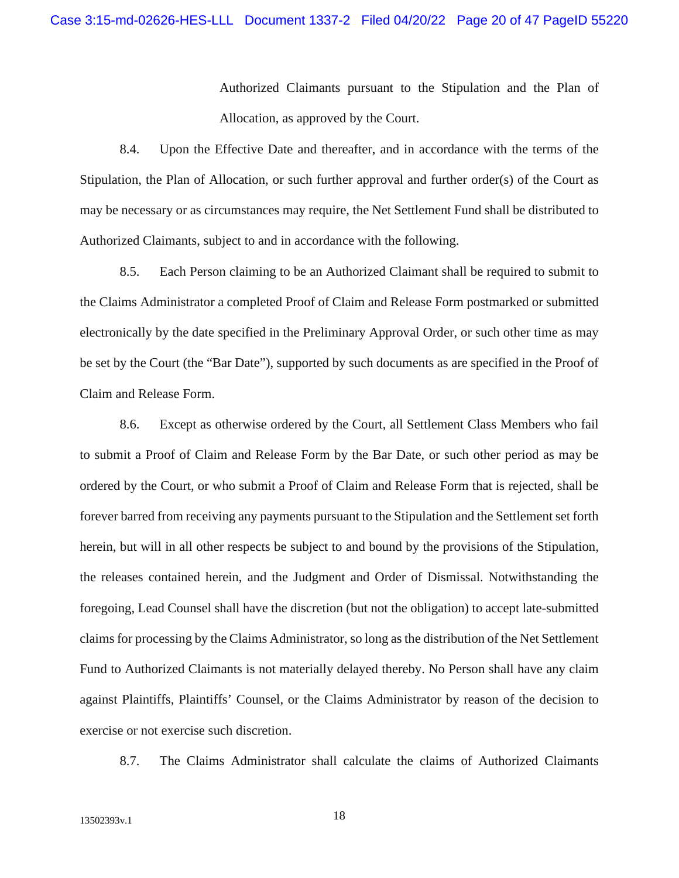Authorized Claimants pursuant to the Stipulation and the Plan of Allocation, as approved by the Court.

8.4. Upon the Effective Date and thereafter, and in accordance with the terms of the Stipulation, the Plan of Allocation, or such further approval and further order(s) of the Court as may be necessary or as circumstances may require, the Net Settlement Fund shall be distributed to Authorized Claimants, subject to and in accordance with the following.

8.5. Each Person claiming to be an Authorized Claimant shall be required to submit to the Claims Administrator a completed Proof of Claim and Release Form postmarked or submitted electronically by the date specified in the Preliminary Approval Order, or such other time as may be set by the Court (the "Bar Date"), supported by such documents as are specified in the Proof of Claim and Release Form.

8.6. Except as otherwise ordered by the Court, all Settlement Class Members who fail to submit a Proof of Claim and Release Form by the Bar Date, or such other period as may be ordered by the Court, or who submit a Proof of Claim and Release Form that is rejected, shall be forever barred from receiving any payments pursuant to the Stipulation and the Settlement set forth herein, but will in all other respects be subject to and bound by the provisions of the Stipulation, the releases contained herein, and the Judgment and Order of Dismissal. Notwithstanding the foregoing, Lead Counsel shall have the discretion (but not the obligation) to accept late-submitted claims for processing by the Claims Administrator, so long as the distribution of the Net Settlement Fund to Authorized Claimants is not materially delayed thereby. No Person shall have any claim against Plaintiffs, Plaintiffs' Counsel, or the Claims Administrator by reason of the decision to exercise or not exercise such discretion.

8.7. The Claims Administrator shall calculate the claims of Authorized Claimants

13502393v.1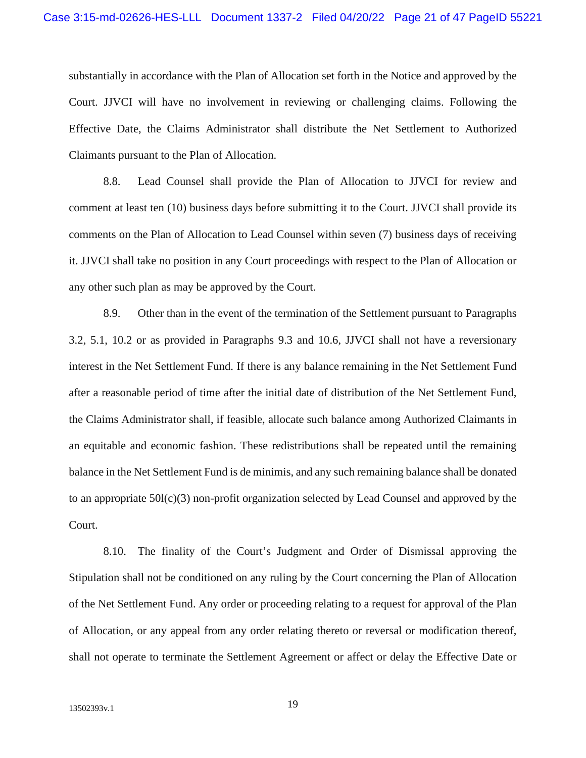substantially in accordance with the Plan of Allocation set forth in the Notice and approved by the Court. JJVCI will have no involvement in reviewing or challenging claims. Following the Effective Date, the Claims Administrator shall distribute the Net Settlement to Authorized Claimants pursuant to the Plan of Allocation.

8.8. Lead Counsel shall provide the Plan of Allocation to JJVCI for review and comment at least ten (10) business days before submitting it to the Court. JJVCI shall provide its comments on the Plan of Allocation to Lead Counsel within seven (7) business days of receiving it. JJVCI shall take no position in any Court proceedings with respect to the Plan of Allocation or any other such plan as may be approved by the Court.

8.9. Other than in the event of the termination of the Settlement pursuant to Paragraphs 3.2, 5.1, 10.2 or as provided in Paragraphs 9.3 and 10.6, JJVCI shall not have a reversionary interest in the Net Settlement Fund. If there is any balance remaining in the Net Settlement Fund after a reasonable period of time after the initial date of distribution of the Net Settlement Fund, the Claims Administrator shall, if feasible, allocate such balance among Authorized Claimants in an equitable and economic fashion. These redistributions shall be repeated until the remaining balance in the Net Settlement Fund is de minimis, and any such remaining balance shall be donated to an appropriate 50l(c)(3) non-profit organization selected by Lead Counsel and approved by the Court.

8.10. The finality of the Court's Judgment and Order of Dismissal approving the Stipulation shall not be conditioned on any ruling by the Court concerning the Plan of Allocation of the Net Settlement Fund. Any order or proceeding relating to a request for approval of the Plan of Allocation, or any appeal from any order relating thereto or reversal or modification thereof, shall not operate to terminate the Settlement Agreement or affect or delay the Effective Date or

13502393v.1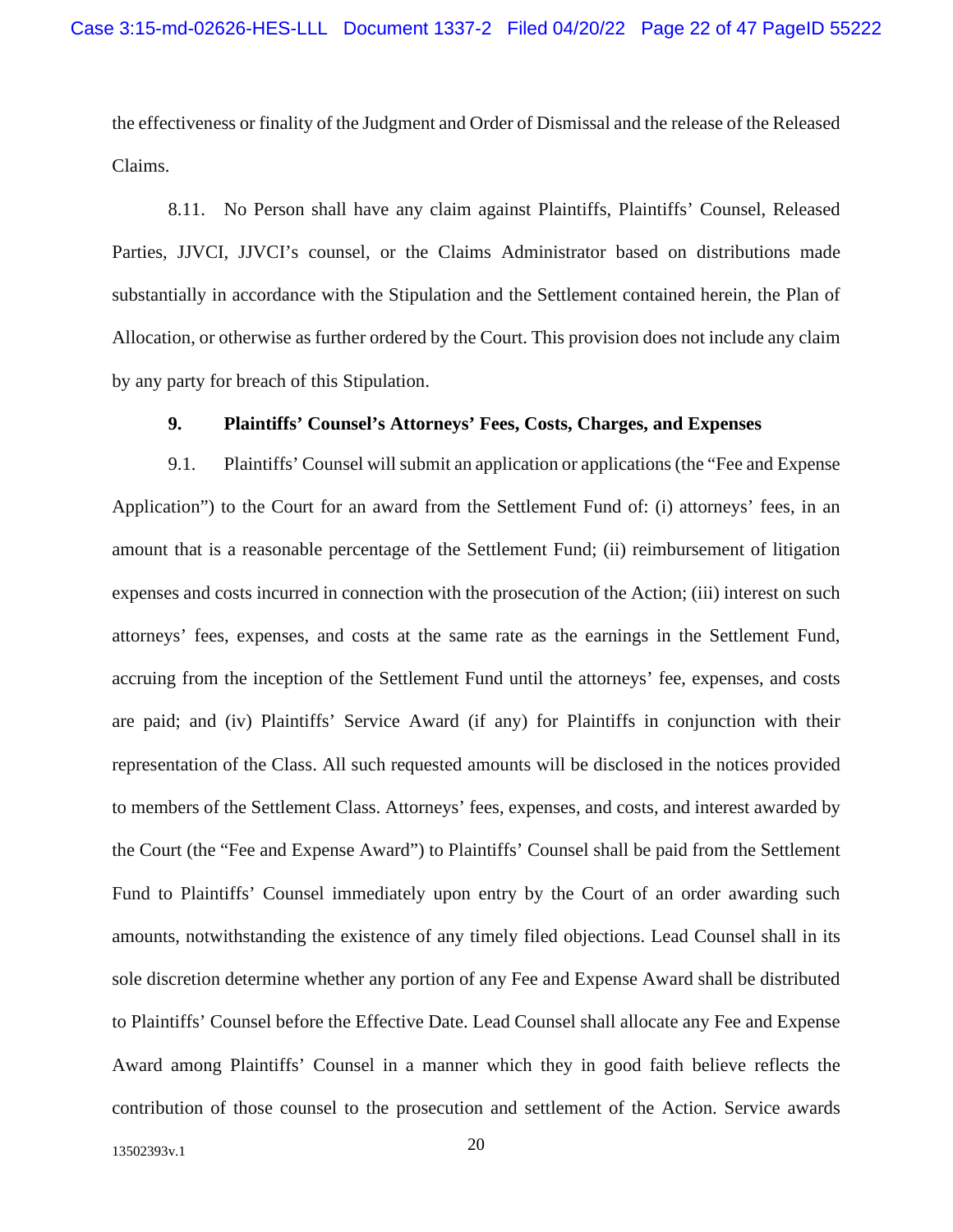the effectiveness or finality of the Judgment and Order of Dismissal and the release of the Released Claims.

8.11. No Person shall have any claim against Plaintiffs, Plaintiffs' Counsel, Released Parties, JJVCI, JJVCI's counsel, or the Claims Administrator based on distributions made substantially in accordance with the Stipulation and the Settlement contained herein, the Plan of Allocation, or otherwise as further ordered by the Court. This provision does not include any claim by any party for breach of this Stipulation.

**9. Plaintiffs' Counsel's Attorneys' Fees, Costs, Charges, and Expenses**

9.1. Plaintiffs' Counsel will submit an application or applications (the "Fee and Expense Application") to the Court for an award from the Settlement Fund of: (i) attorneys' fees, in an amount that is a reasonable percentage of the Settlement Fund; (ii) reimbursement of litigation expenses and costs incurred in connection with the prosecution of the Action; (iii) interest on such attorneys' fees, expenses, and costs at the same rate as the earnings in the Settlement Fund, accruing from the inception of the Settlement Fund until the attorneys' fee, expenses, and costs are paid; and (iv) Plaintiffs' Service Award (if any) for Plaintiffs in conjunction with their representation of the Class. All such requested amounts will be disclosed in the notices provided to members of the Settlement Class. Attorneys' fees, expenses, and costs, and interest awarded by the Court (the "Fee and Expense Award") to Plaintiffs' Counsel shall be paid from the Settlement Fund to Plaintiffs' Counsel immediately upon entry by the Court of an order awarding such amounts, notwithstanding the existence of any timely filed objections. Lead Counsel shall in its sole discretion determine whether any portion of any Fee and Expense Award shall be distributed to Plaintiffs' Counsel before the Effective Date. Lead Counsel shall allocate any Fee and Expense Award among Plaintiffs' Counsel in a manner which they in good faith believe reflects the contribution of those counsel to the prosecution and settlement of the Action. Service awards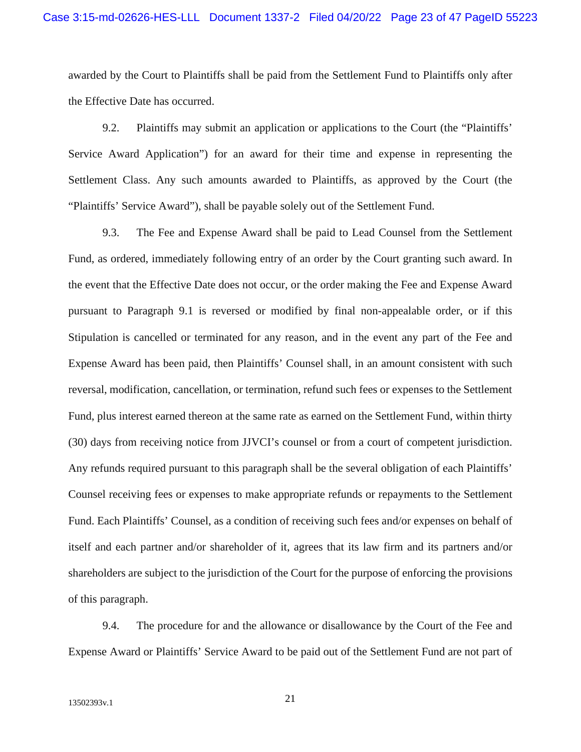awarded by the Court to Plaintiffs shall be paid from the Settlement Fund to Plaintiffs only after the Effective Date has occurred.

9.2. Plaintiffs may submit an application or applications to the Court (the "Plaintiffs' Service Award Application") for an award for their time and expense in representing the Settlement Class. Any such amounts awarded to Plaintiffs, as approved by the Court (the "Plaintiffs' Service Award"), shall be payable solely out of the Settlement Fund.

9.3. The Fee and Expense Award shall be paid to Lead Counsel from the Settlement Fund, as ordered, immediately following entry of an order by the Court granting such award. In the event that the Effective Date does not occur, or the order making the Fee and Expense Award pursuant to Paragraph 9.1 is reversed or modified by final non-appealable order, or if this Stipulation is cancelled or terminated for any reason, and in the event any part of the Fee and Expense Award has been paid, then Plaintiffs' Counsel shall, in an amount consistent with such reversal, modification, cancellation, or termination, refund such fees or expenses to the Settlement Fund, plus interest earned thereon at the same rate as earned on the Settlement Fund, within thirty (30) days from receiving notice from JJVCI's counsel or from a court of competent jurisdiction. Any refunds required pursuant to this paragraph shall be the several obligation of each Plaintiffs' Counsel receiving fees or expenses to make appropriate refunds or repayments to the Settlement Fund. Each Plaintiffs' Counsel, as a condition of receiving such fees and/or expenses on behalf of itself and each partner and/or shareholder of it, agrees that its law firm and its partners and/or shareholders are subject to the jurisdiction of the Court for the purpose of enforcing the provisions of this paragraph.

9.4. The procedure for and the allowance or disallowance by the Court of the Fee and Expense Award or Plaintiffs' Service Award to be paid out of the Settlement Fund are not part of

13502393v.1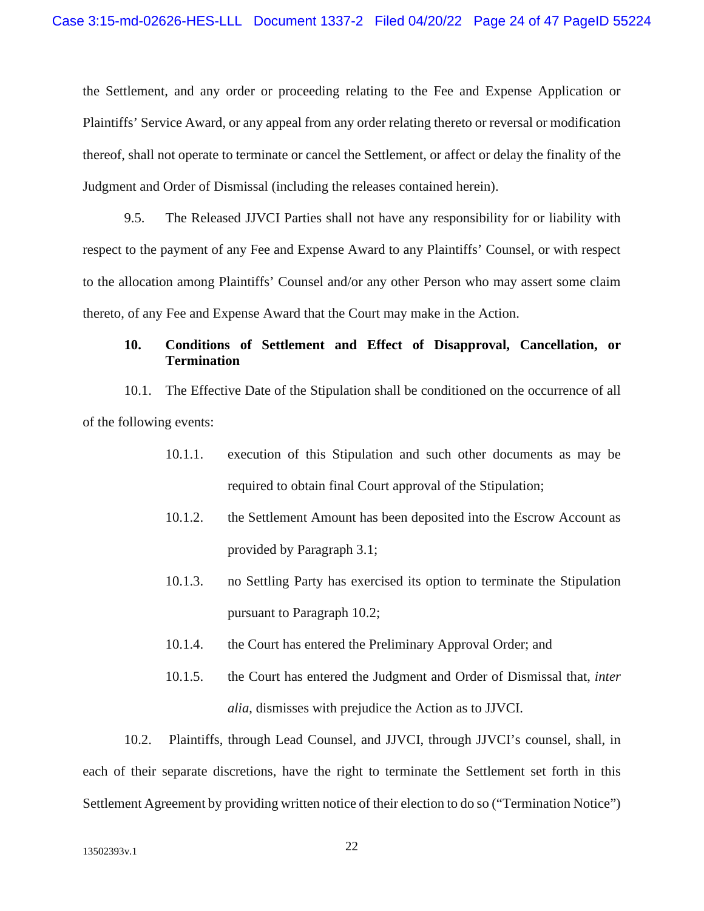the Settlement, and any order or proceeding relating to the Fee and Expense Application or Plaintiffs' Service Award, or any appeal from any order relating thereto or reversal or modification thereof, shall not operate to terminate or cancel the Settlement, or affect or delay the finality of the Judgment and Order of Dismissal (including the releases contained herein).

9.5. The Released JJVCI Parties shall not have any responsibility for or liability with respect to the payment of any Fee and Expense Award to any Plaintiffs' Counsel, or with respect to the allocation among Plaintiffs' Counsel and/or any other Person who may assert some claim thereto, of any Fee and Expense Award that the Court may make in the Action.

**10. Conditions of Settlement and Effect of Disapproval, Cancellation, or Termination**

10.1. The Effective Date of the Stipulation shall be conditioned on the occurrence of all of the following events:

10.1.1. execution of this Stipulation and such other documents as may be required to obtain final Court approval of the Stipulation;

10.1.2. the Settlement Amount has been deposited into the Escrow Account as provided by Paragraph 3.1;

10.1.3. no Settling Party has exercised its option to terminate the Stipulation pursuant to Paragraph 10.2;

10.1.4. the Court has entered the Preliminary Approval Order; and

10.1.5. the Court has entered the Judgment and Order of Dismissal that, *inter alia*, dismisses with prejudice the Action as to JJVCI.

10.2. Plaintiffs, through Lead Counsel, and JJVCI, through JJVCI's counsel, shall, in each of their separate discretions, have the right to terminate the Settlement set forth in this Settlement Agreement by providing written notice of their election to do so ("Termination Notice")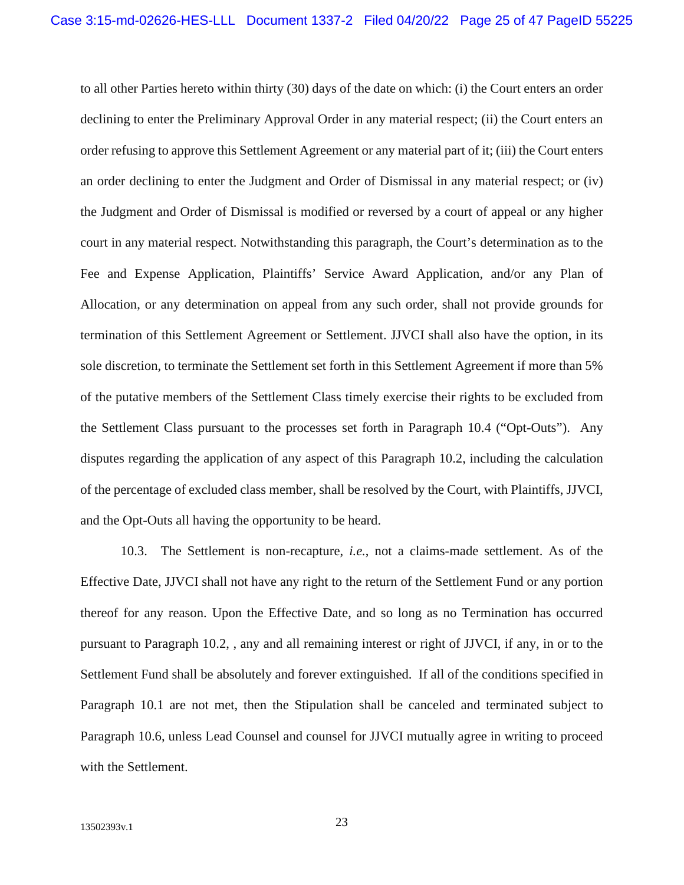to all other Parties hereto within thirty (30) days of the date on which: (i) the Court enters an order declining to enter the Preliminary Approval Order in any material respect; (ii) the Court enters an order refusing to approve this Settlement Agreement or any material part of it; (iii) the Court enters an order declining to enter the Judgment and Order of Dismissal in any material respect; or (iv) the Judgment and Order of Dismissal is modified or reversed by a court of appeal or any higher court in any material respect. Notwithstanding this paragraph, the Court's determination as to the Fee and Expense Application, Plaintiffs' Service Award Application, and/or any Plan of Allocation, or any determination on appeal from any such order, shall not provide grounds for termination of this Settlement Agreement or Settlement. JJVCI shall also have the option, in its sole discretion, to terminate the Settlement set forth in this Settlement Agreement if more than 5% of the putative members of the Settlement Class timely exercise their rights to be excluded from the Settlement Class pursuant to the processes set forth in Paragraph 10.4 ("Opt-Outs"). Any disputes regarding the application of any aspect of this Paragraph 10.2, including the calculation of the percentage of excluded class member, shall be resolved by the Court, with Plaintiffs, JJVCI, and the Opt-Outs all having the opportunity to be heard.

10.3. The Settlement is non-recapture, *i.e.*, not a claims-made settlement. As of the Effective Date, JJVCI shall not have any right to the return of the Settlement Fund or any portion thereof for any reason. Upon the Effective Date, and so long as no Termination has occurred pursuant to Paragraph 10.2, , any and all remaining interest or right of JJVCI, if any, in or to the Settlement Fund shall be absolutely and forever extinguished. If all of the conditions specified in Paragraph 10.1 are not met, then the Stipulation shall be canceled and terminated subject to Paragraph 10.6, unless Lead Counsel and counsel for JJVCI mutually agree in writing to proceed with the Settlement.

13502393v.1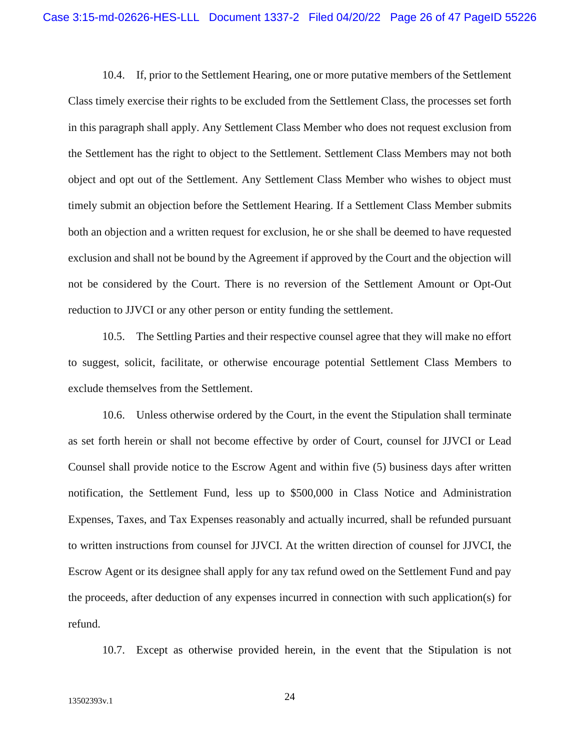10.4. If, prior to the Settlement Hearing, one or more putative members of the Settlement Class timely exercise their rights to be excluded from the Settlement Class, the processes set forth in this paragraph shall apply. Any Settlement Class Member who does not request exclusion from the Settlement has the right to object to the Settlement. Settlement Class Members may not both object and opt out of the Settlement. Any Settlement Class Member who wishes to object must timely submit an objection before the Settlement Hearing. If a Settlement Class Member submits both an objection and a written request for exclusion, he or she shall be deemed to have requested exclusion and shall not be bound by the Agreement if approved by the Court and the objection will not be considered by the Court. There is no reversion of the Settlement Amount or Opt-Out reduction to JJVCI or any other person or entity funding the settlement.

10.5. The Settling Parties and their respective counsel agree that they will make no effort to suggest, solicit, facilitate, or otherwise encourage potential Settlement Class Members to exclude themselves from the Settlement.

10.6. Unless otherwise ordered by the Court, in the event the Stipulation shall terminate as set forth herein or shall not become effective by order of Court, counsel for JJVCI or Lead Counsel shall provide notice to the Escrow Agent and within five (5) business days after written notification, the Settlement Fund, less up to $500,000 in Class Notice and Administration Expenses, Taxes, and Tax Expenses reasonably and actually incurred, shall be refunded pursuant to written instructions from counsel for JJVCI. At the written direction of counsel for JJVCI, the Escrow Agent or its designee shall apply for any tax refund owed on the Settlement Fund and pay the proceeds, after deduction of any expenses incurred in connection with such application(s) for refund.

10.7. Except as otherwise provided herein, in the event that the Stipulation is not

13502393v.1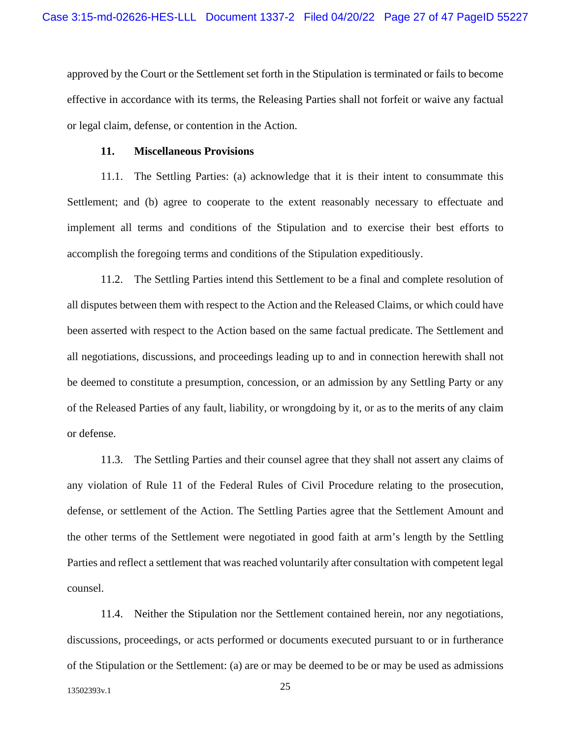approved by the Court or the Settlement set forth in the Stipulation is terminated or fails to become effective in accordance with its terms, the Releasing Parties shall not forfeit or waive any factual or legal claim, defense, or contention in the Action.

**11. Miscellaneous Provisions**

11.1. The Settling Parties: (a) acknowledge that it is their intent to consummate this Settlement; and (b) agree to cooperate to the extent reasonably necessary to effectuate and implement all terms and conditions of the Stipulation and to exercise their best efforts to accomplish the foregoing terms and conditions of the Stipulation expeditiously.

11.2. The Settling Parties intend this Settlement to be a final and complete resolution of all disputes between them with respect to the Action and the Released Claims, or which could have been asserted with respect to the Action based on the same factual predicate. The Settlement and all negotiations, discussions, and proceedings leading up to and in connection herewith shall not be deemed to constitute a presumption, concession, or an admission by any Settling Party or any of the Released Parties of any fault, liability, or wrongdoing by it, or as to the merits of any claim or defense.

11.3. The Settling Parties and their counsel agree that they shall not assert any claims of any violation of Rule 11 of the Federal Rules of Civil Procedure relating to the prosecution, defense, or settlement of the Action. The Settling Parties agree that the Settlement Amount and the other terms of the Settlement were negotiated in good faith at arm's length by the Settling Parties and reflect a settlement that was reached voluntarily after consultation with competent legal counsel.

11.4. Neither the Stipulation nor the Settlement contained herein, nor any negotiations, discussions, proceedings, or acts performed or documents executed pursuant to or in furtherance of the Stipulation or the Settlement: (a) are or may be deemed to be or may be used as admissions

13502393v.1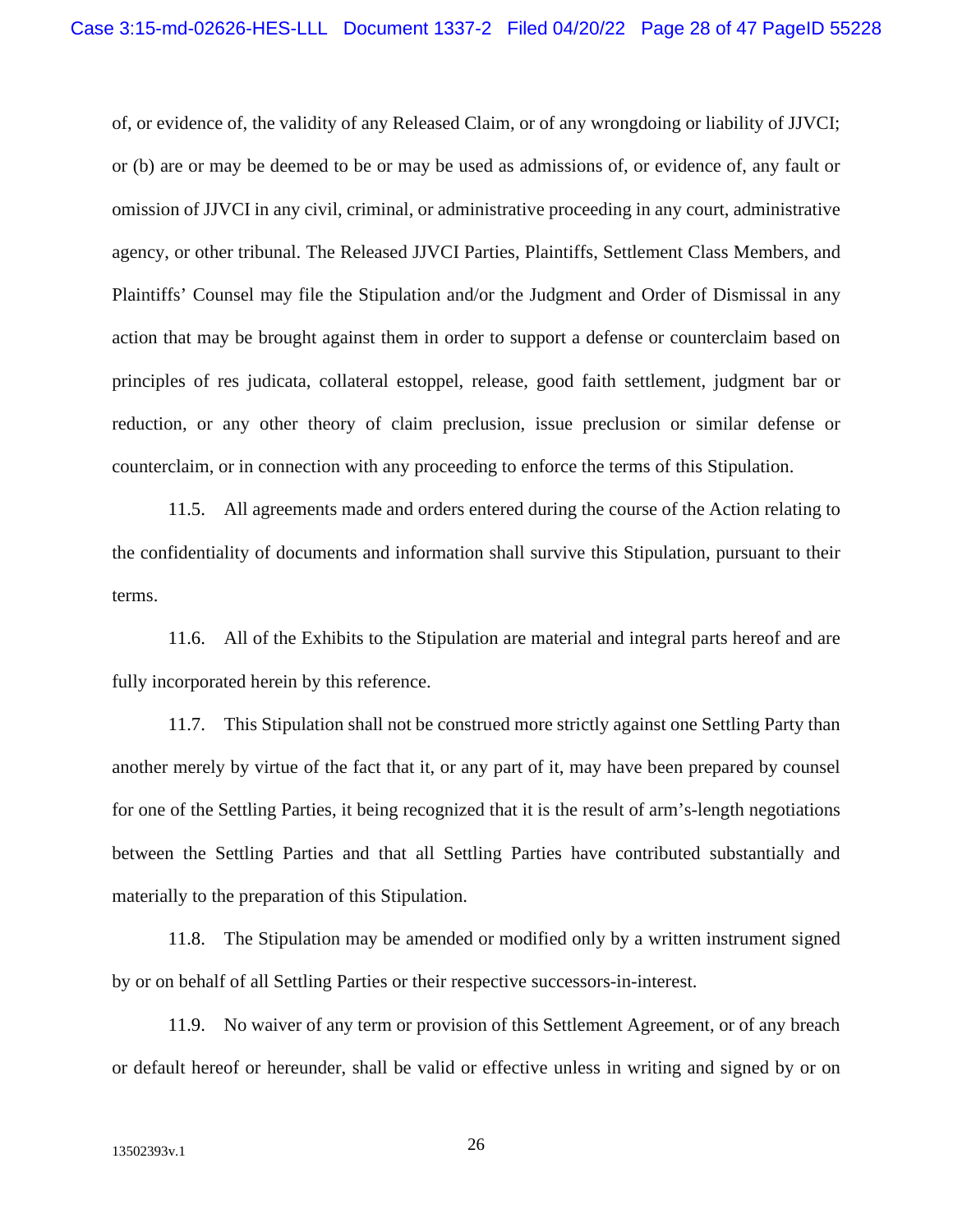of, or evidence of, the validity of any Released Claim, or of any wrongdoing or liability of JJVCI; or (b) are or may be deemed to be or may be used as admissions of, or evidence of, any fault or omission of JJVCI in any civil, criminal, or administrative proceeding in any court, administrative agency, or other tribunal. The Released JJVCI Parties, Plaintiffs, Settlement Class Members, and Plaintiffs' Counsel may file the Stipulation and/or the Judgment and Order of Dismissal in any action that may be brought against them in order to support a defense or counterclaim based on principles of res judicata, collateral estoppel, release, good faith settlement, judgment bar or reduction, or any other theory of claim preclusion, issue preclusion or similar defense or counterclaim, or in connection with any proceeding to enforce the terms of this Stipulation.

11.5. All agreements made and orders entered during the course of the Action relating to the confidentiality of documents and information shall survive this Stipulation, pursuant to their terms.

11.6. All of the Exhibits to the Stipulation are material and integral parts hereof and are fully incorporated herein by this reference.

11.7. This Stipulation shall not be construed more strictly against one Settling Party than another merely by virtue of the fact that it, or any part of it, may have been prepared by counsel for one of the Settling Parties, it being recognized that it is the result of arm's-length negotiations between the Settling Parties and that all Settling Parties have contributed substantially and materially to the preparation of this Stipulation.

11.8. The Stipulation may be amended or modified only by a written instrument signed by or on behalf of all Settling Parties or their respective successors-in-interest.

11.9. No waiver of any term or provision of this Settlement Agreement, or of any breach or default hereof or hereunder, shall be valid or effective unless in writing and signed by or on

13502393v.1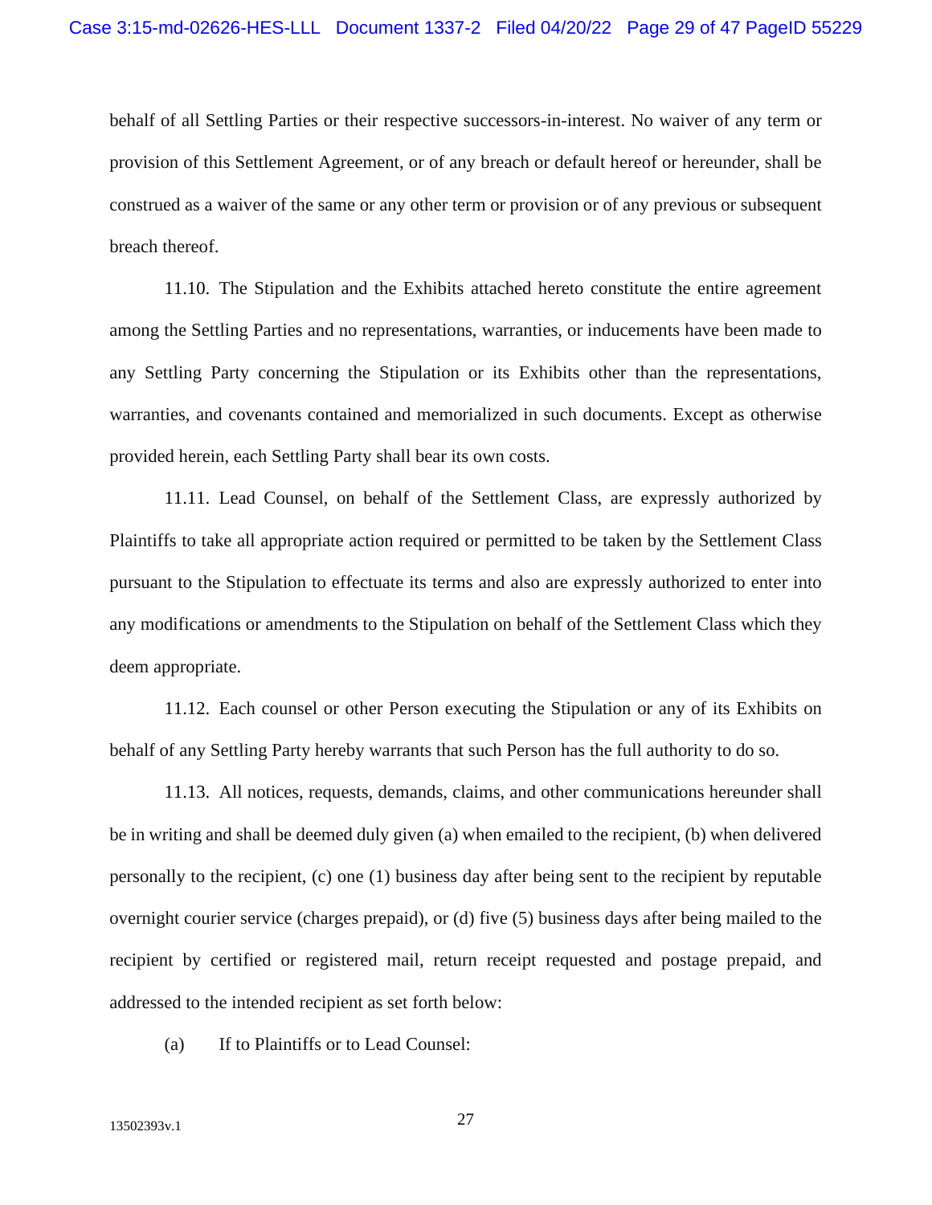behalf of all Settling Parties or their respective successors-in-interest. No waiver of any term or provision of this Settlement Agreement, or of any breach or default hereof or hereunder, shall be construed as a waiver of the same or any other term or provision or of any previous or subsequent breach thereof.

11.10. The Stipulation and the Exhibits attached hereto constitute the entire agreement among the Settling Parties and no representations, warranties, or inducements have been made to any Settling Party concerning the Stipulation or its Exhibits other than the representations, warranties, and covenants contained and memorialized in such documents. Except as otherwise provided herein, each Settling Party shall bear its own costs.

11.11. Lead Counsel, on behalf of the Settlement Class, are expressly authorized by Plaintiffs to take all appropriate action required or permitted to be taken by the Settlement Class pursuant to the Stipulation to effectuate its terms and also are expressly authorized to enter into any modifications or amendments to the Stipulation on behalf of the Settlement Class which they deem appropriate.

11.12. Each counsel or other Person executing the Stipulation or any of its Exhibits on behalf of any Settling Party hereby warrants that such Person has the full authority to do so.

11.13. All notices, requests, demands, claims, and other communications hereunder shall be in writing and shall be deemed duly given (a) when emailed to the recipient, (b) when delivered personally to the recipient, (c) one (1) business day after being sent to the recipient by reputable overnight courier service (charges prepaid), or (d) five (5) business days after being mailed to the recipient by certified or registered mail, return receipt requested and postage prepaid, and addressed to the intended recipient as set forth below:

(a) If to Plaintiffs or to Lead Counsel:

13502393v.1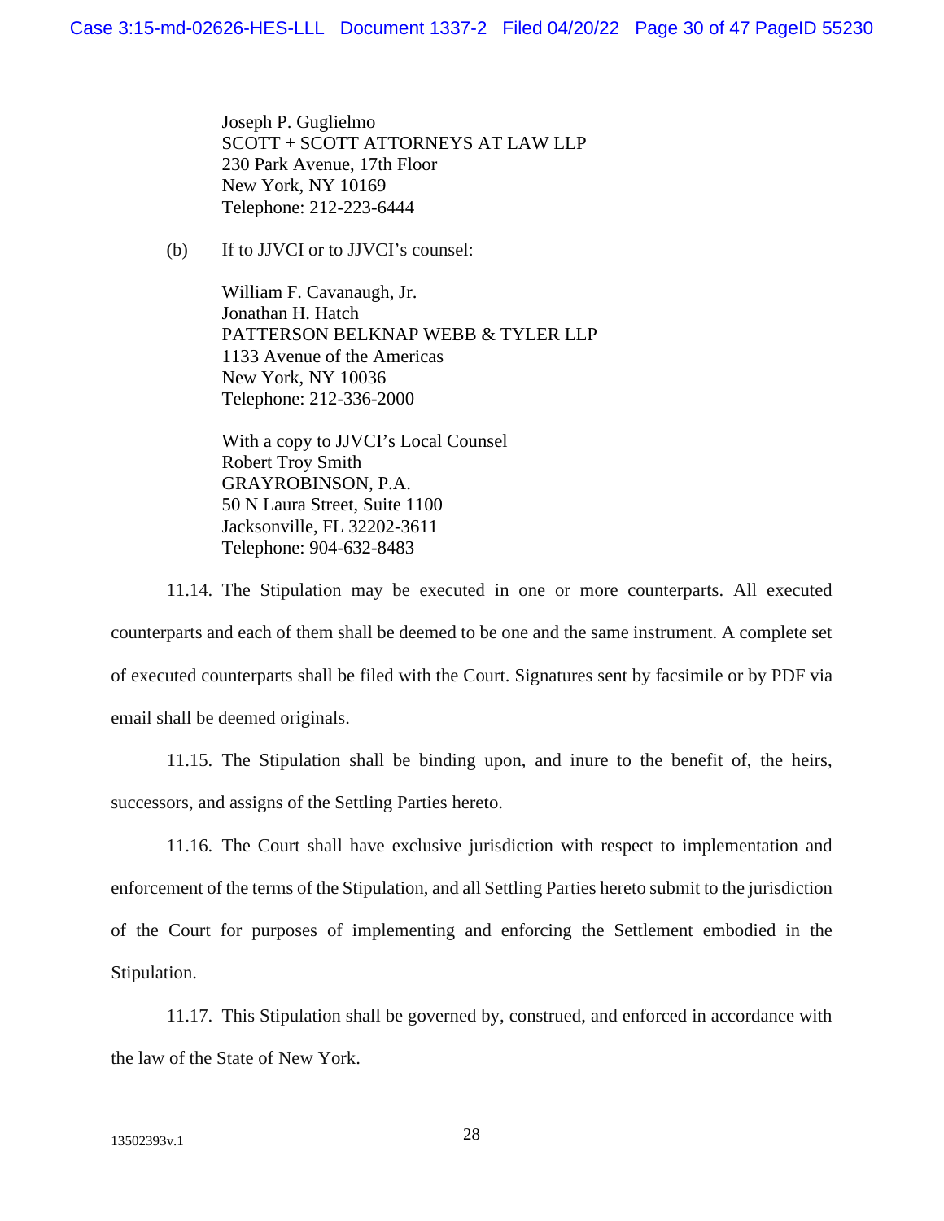Joseph P. Guglielmo
SCOTT + SCOTT ATTORNEYS AT LAW LLP
230 Park Avenue, 17th Floor
New York, NY 10169
Telephone: 212-223-6444

(b) If to JJVCI or to JJVCI's counsel:

William F. Cavanaugh, Jr.
Jonathan H. Hatch
PATTERSON BELKNAP WEBB & TYLER LLP
1133 Avenue of the Americas
New York, NY 10036
Telephone: 212-336-2000

With a copy to JJVCI's Local Counsel
Robert Troy Smith
GRAYROBINSON, P.A.
50 N Laura Street, Suite 1100
Jacksonville, FL 32202-3611
Telephone: 904-632-8483

11.14. The Stipulation may be executed in one or more counterparts. All executed counterparts and each of them shall be deemed to be one and the same instrument. A complete set of executed counterparts shall be filed with the Court. Signatures sent by facsimile or by PDF via email shall be deemed originals.

11.15. The Stipulation shall be binding upon, and inure to the benefit of, the heirs, successors, and assigns of the Settling Parties hereto.

11.16. The Court shall have exclusive jurisdiction with respect to implementation and enforcement of the terms of the Stipulation, and all Settling Parties hereto submit to the jurisdiction of the Court for purposes of implementing and enforcing the Settlement embodied in the Stipulation.

11.17. This Stipulation shall be governed by, construed, and enforced in accordance with the law of the State of New York.

13502393v.1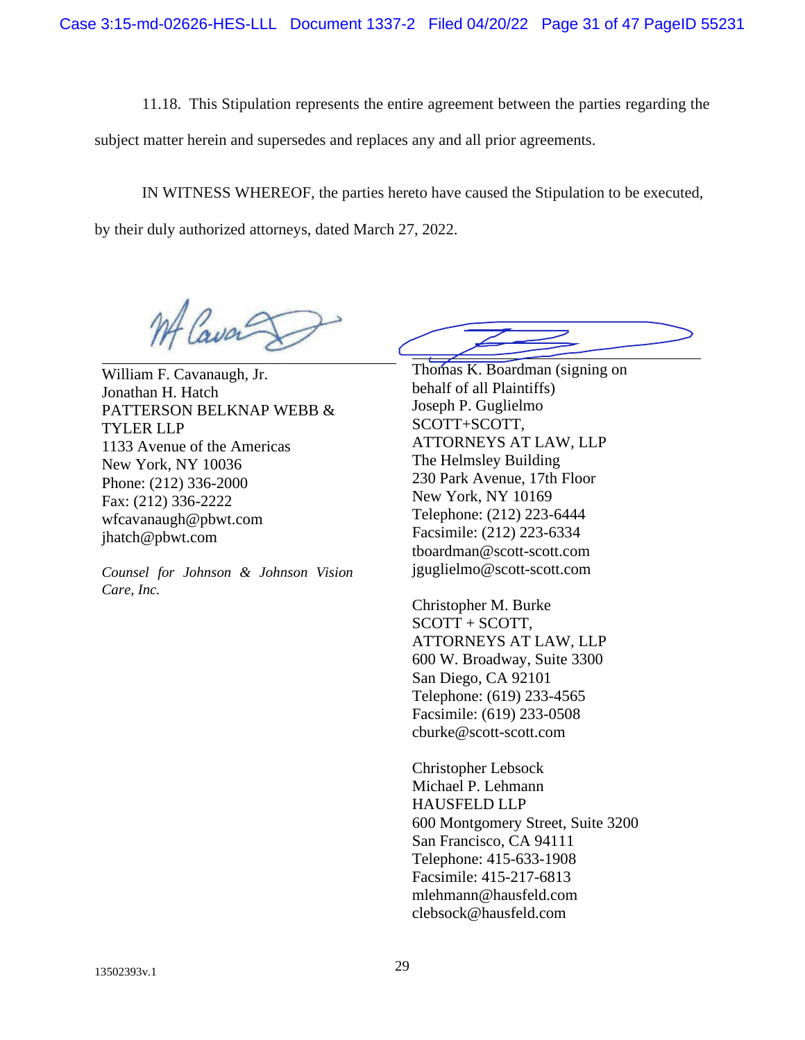11.18. This Stipulation represents the entire agreement between the parties regarding the subject matter herein and supersedes and replaces any and all prior agreements.

IN WITNESS WHEREOF, the parties hereto have caused the Stipulation to be executed, by their duly authorized attorneys, dated March 27, 2022.

William F. Cavanaugh, Jr.
Jonathan H. Hatch
PATTERSON BELKNAP WEBB & TYLER LLP
1133 Avenue of the Americas
New York, NY 10036
Phone: (212) 336-2000
Fax: (212) 336-2222
wfcavanaugh@pbwt.com
jhatch@pbwt.com

*Counsel for Johnson & Johnson Vision Care, Inc.*

Thomas K. Boardman (signing on behalf of all Plaintiffs)
Joseph P. Guglielmo
SCOTT+SCOTT,
ATTORNEYS AT LAW, LLP
The Helmsley Building
230 Park Avenue, 17th Floor
New York, NY 10169
Telephone: (212) 223-6444
Facsimile: (212) 223-6334
tboardman@scott-scott.com
jguglielmo@scott-scott.com

Christopher M. Burke
SCOTT + SCOTT,
ATTORNEYS AT LAW, LLP
600 W. Broadway, Suite 3300
San Diego, CA 92101
Telephone: (619) 233-4565
Facsimile: (619) 233-0508
cburke@scott-scott.com

Christopher Lebsock
Michael P. Lehmann
HAUSFELD LLP
600 Montgomery Street, Suite 3200
San Francisco, CA 94111
Telephone: 415-633-1908
Facsimile: 415-217-6813
mlehmann@hausfeld.com
clebsock@hausfeld.com

13502393v.1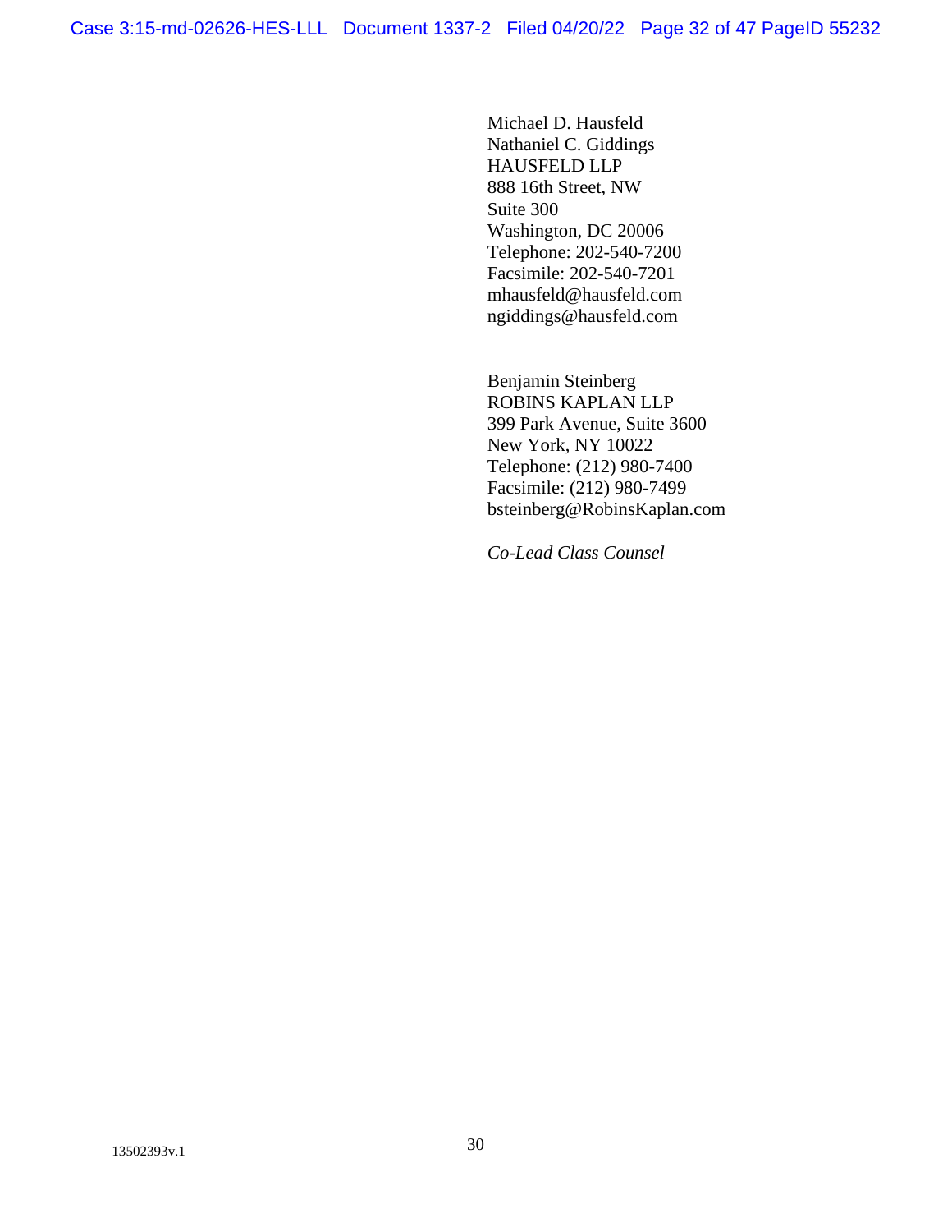Michael D. Hausfeld
Nathaniel C. Giddings
HAUSFELD LLP
888 16th Street, NW
Suite 300
Washington, DC 20006
Telephone: 202-540-7200
Facsimile: 202-540-7201
mhausfeld@hausfeld.com
ngiddings@hausfeld.com

Benjamin Steinberg
ROBINS KAPLAN LLP
399 Park Avenue, Suite 3600
New York, NY 10022
Telephone: (212) 980-7400
Facsimile: (212) 980-7499
bsteinberg@RobinsKaplan.com

*Co-Lead Class Counsel*

13502393v.1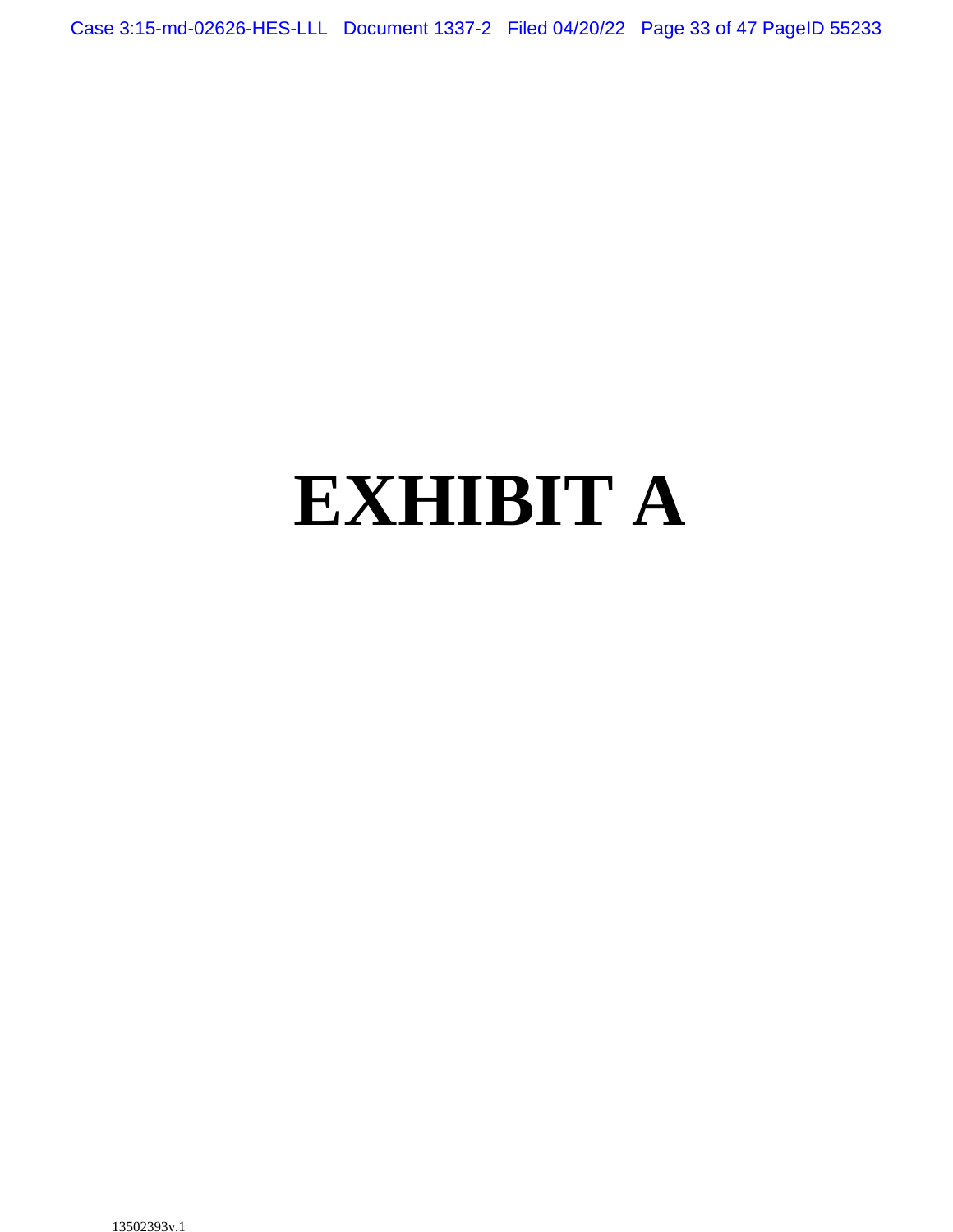# EXHIBIT A

13502393v.1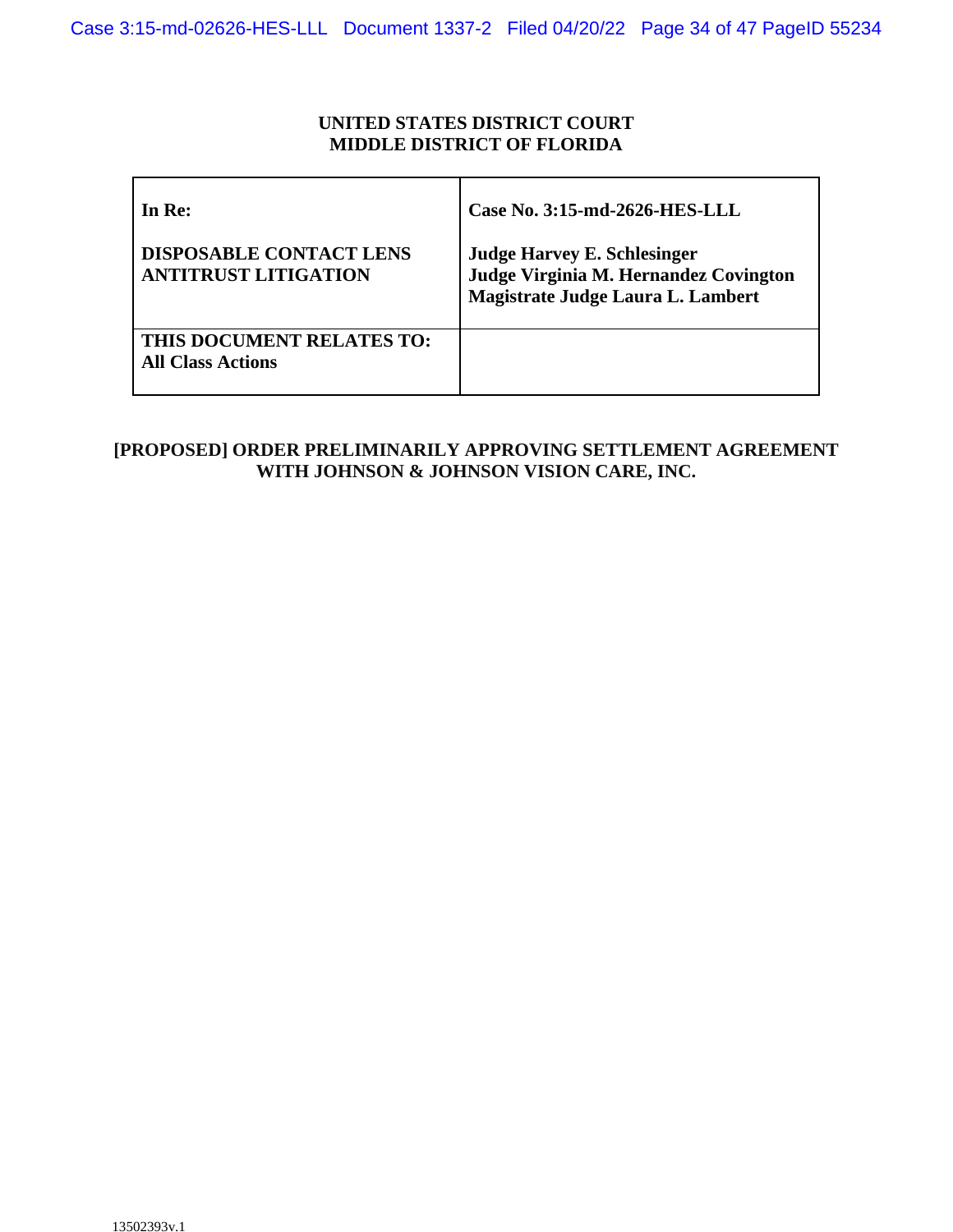**UNITED STATES DISTRICT COURT**
**MIDDLE DISTRICT OF FLORIDA**

| | |
|---|---|
| **In Re:**<br><br>**DISPOSABLE CONTACT LENS ANTITRUST LITIGATION** | **Case No. 3:15-md-2626-HES-LLL**<br><br>**Judge Harvey E. Schlesinger**<br>**Judge Virginia M. Hernandez Covington**<br>**Magistrate Judge Laura L. Lambert** |
| **THIS DOCUMENT RELATES TO:**<br>**All Class Actions** | |

**[PROPOSED] ORDER PRELIMINARILY APPROVING SETTLEMENT AGREEMENT WITH JOHNSON & JOHNSON VISION CARE, INC.**

13502393v.1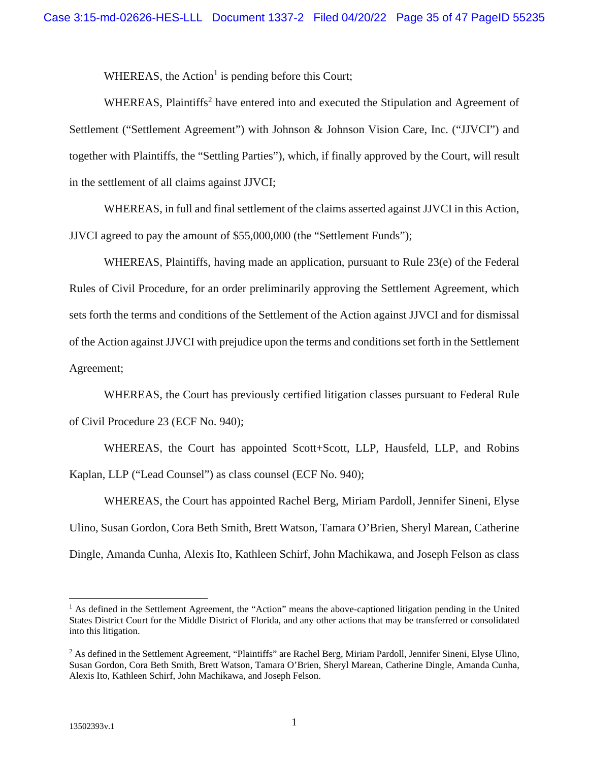WHEREAS, the Action[1] is pending before this Court;

WHEREAS, Plaintiffs[2] have entered into and executed the Stipulation and Agreement of Settlement ("Settlement Agreement") with Johnson & Johnson Vision Care, Inc. ("JJVCI") and together with Plaintiffs, the "Settling Parties"), which, if finally approved by the Court, will result in the settlement of all claims against JJVCI;

WHEREAS, in full and final settlement of the claims asserted against JJVCI in this Action, JJVCI agreed to pay the amount of $55,000,000 (the "Settlement Funds");

WHEREAS, Plaintiffs, having made an application, pursuant to Rule 23(e) of the Federal Rules of Civil Procedure, for an order preliminarily approving the Settlement Agreement, which sets forth the terms and conditions of the Settlement of the Action against JJVCI and for dismissal of the Action against JJVCI with prejudice upon the terms and conditions set forth in the Settlement Agreement;

WHEREAS, the Court has previously certified litigation classes pursuant to Federal Rule of Civil Procedure 23 (ECF No. 940);

WHEREAS, the Court has appointed Scott+Scott, LLP, Hausfeld, LLP, and Robins Kaplan, LLP ("Lead Counsel") as class counsel (ECF No. 940);

WHEREAS, the Court has appointed Rachel Berg, Miriam Pardoll, Jennifer Sineni, Elyse Ulino, Susan Gordon, Cora Beth Smith, Brett Watson, Tamara O'Brien, Sheryl Marean, Catherine Dingle, Amanda Cunha, Alexis Ito, Kathleen Schirf, John Machikawa, and Joseph Felson as class

---

[1] As defined in the Settlement Agreement, the "Action" means the above-captioned litigation pending in the United States District Court for the Middle District of Florida, and any other actions that may be transferred or consolidated into this litigation.

[2] As defined in the Settlement Agreement, "Plaintiffs" are Rachel Berg, Miriam Pardoll, Jennifer Sineni, Elyse Ulino, Susan Gordon, Cora Beth Smith, Brett Watson, Tamara O'Brien, Sheryl Marean, Catherine Dingle, Amanda Cunha, Alexis Ito, Kathleen Schirf, John Machikawa, and Joseph Felson.

13502393v.1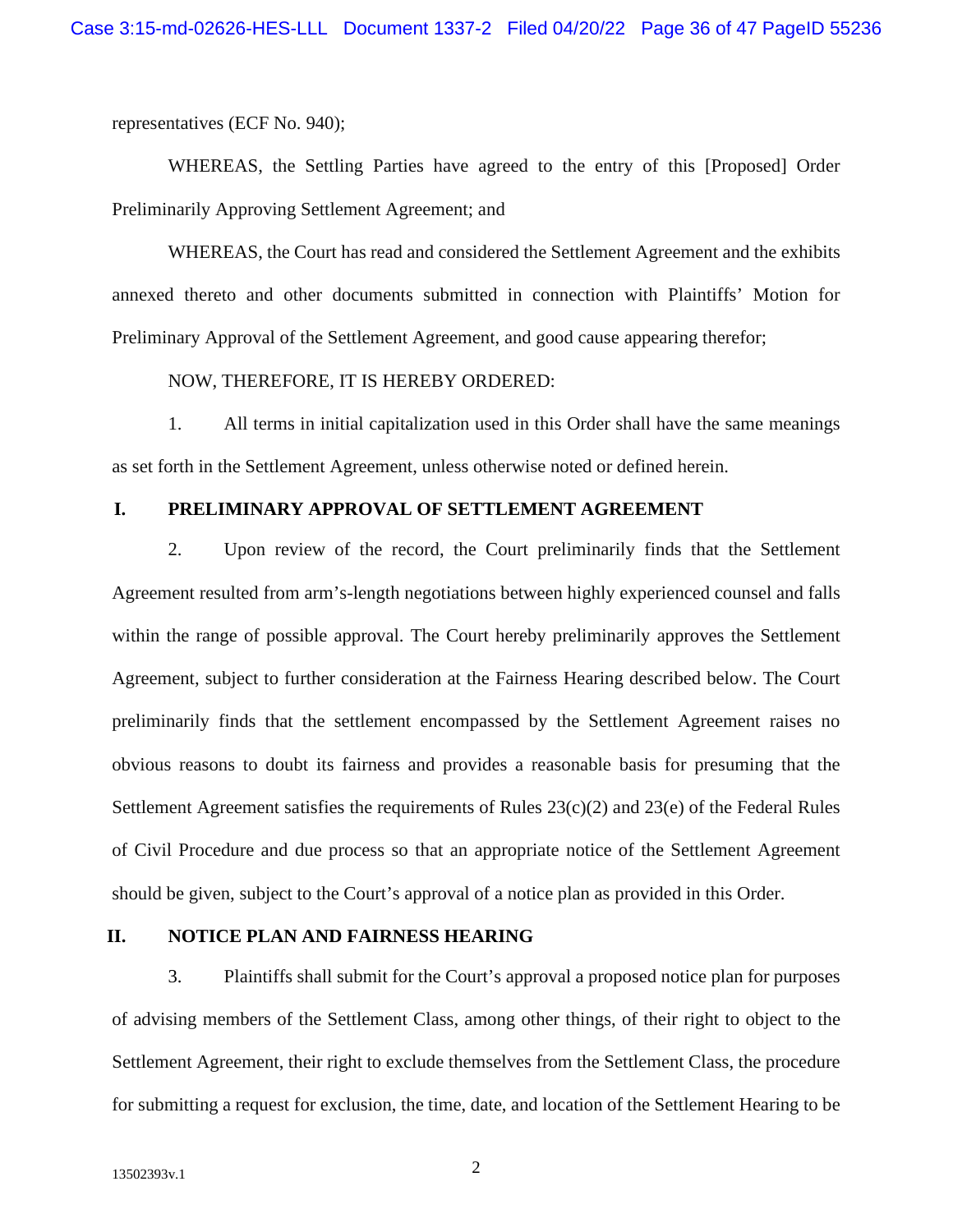representatives (ECF No. 940);

WHEREAS, the Settling Parties have agreed to the entry of this [Proposed] Order Preliminarily Approving Settlement Agreement; and

WHEREAS, the Court has read and considered the Settlement Agreement and the exhibits annexed thereto and other documents submitted in connection with Plaintiffs' Motion for Preliminary Approval of the Settlement Agreement, and good cause appearing therefor;

NOW, THEREFORE, IT IS HEREBY ORDERED:

1. All terms in initial capitalization used in this Order shall have the same meanings as set forth in the Settlement Agreement, unless otherwise noted or defined herein.

## I. PRELIMINARY APPROVAL OF SETTLEMENT AGREEMENT

2. Upon review of the record, the Court preliminarily finds that the Settlement Agreement resulted from arm's-length negotiations between highly experienced counsel and falls within the range of possible approval. The Court hereby preliminarily approves the Settlement Agreement, subject to further consideration at the Fairness Hearing described below. The Court preliminarily finds that the settlement encompassed by the Settlement Agreement raises no obvious reasons to doubt its fairness and provides a reasonable basis for presuming that the Settlement Agreement satisfies the requirements of Rules 23(c)(2) and 23(e) of the Federal Rules of Civil Procedure and due process so that an appropriate notice of the Settlement Agreement should be given, subject to the Court's approval of a notice plan as provided in this Order.

## II. NOTICE PLAN AND FAIRNESS HEARING

3. Plaintiffs shall submit for the Court's approval a proposed notice plan for purposes of advising members of the Settlement Class, among other things, of their right to object to the Settlement Agreement, their right to exclude themselves from the Settlement Class, the procedure for submitting a request for exclusion, the time, date, and location of the Settlement Hearing to be

13502393v.1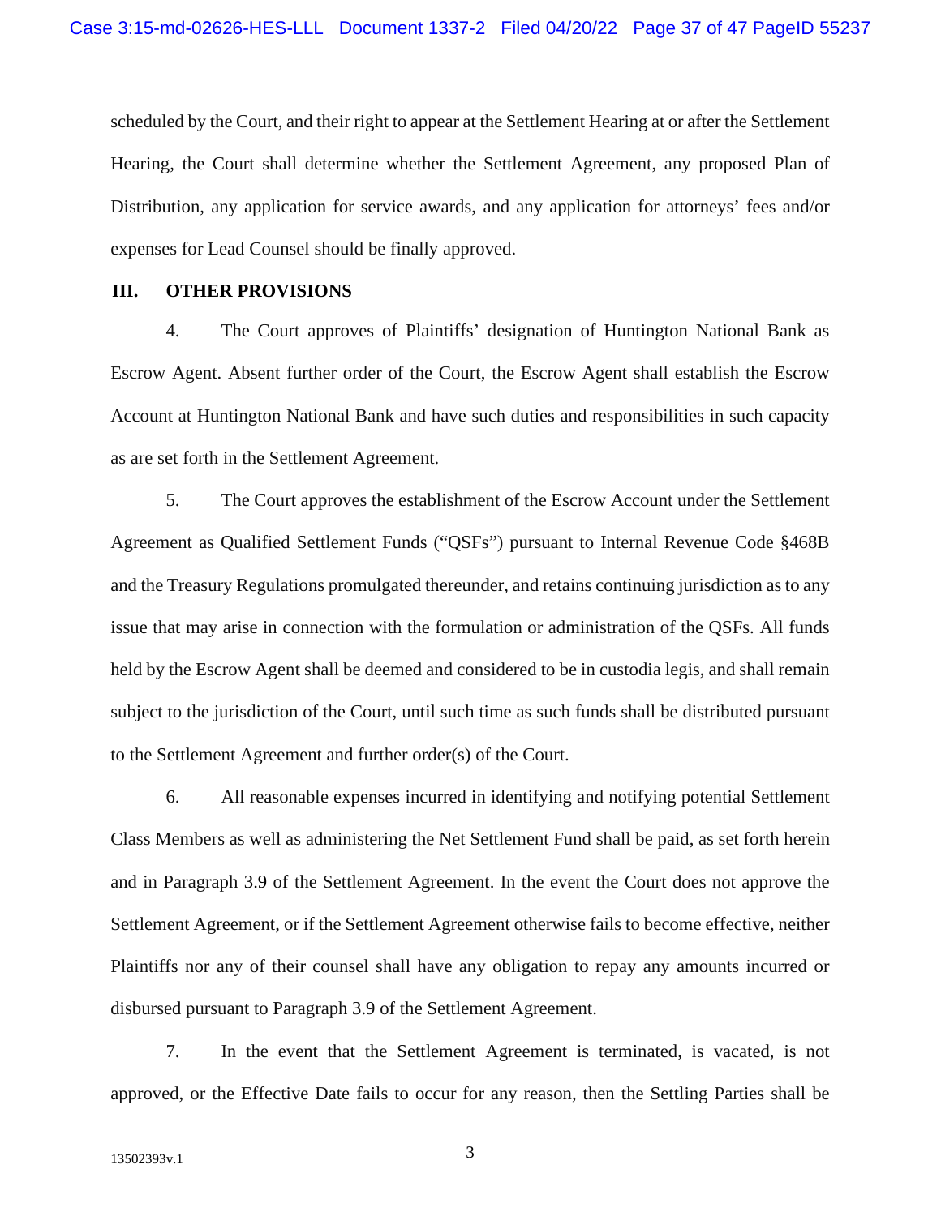scheduled by the Court, and their right to appear at the Settlement Hearing at or after the Settlement Hearing, the Court shall determine whether the Settlement Agreement, any proposed Plan of Distribution, any application for service awards, and any application for attorneys' fees and/or expenses for Lead Counsel should be finally approved.

## III. OTHER PROVISIONS

4. The Court approves of Plaintiffs' designation of Huntington National Bank as Escrow Agent. Absent further order of the Court, the Escrow Agent shall establish the Escrow Account at Huntington National Bank and have such duties and responsibilities in such capacity as are set forth in the Settlement Agreement.

5. The Court approves the establishment of the Escrow Account under the Settlement Agreement as Qualified Settlement Funds ("QSFs") pursuant to Internal Revenue Code §468B and the Treasury Regulations promulgated thereunder, and retains continuing jurisdiction as to any issue that may arise in connection with the formulation or administration of the QSFs. All funds held by the Escrow Agent shall be deemed and considered to be in custodia legis, and shall remain subject to the jurisdiction of the Court, until such time as such funds shall be distributed pursuant to the Settlement Agreement and further order(s) of the Court.

6. All reasonable expenses incurred in identifying and notifying potential Settlement Class Members as well as administering the Net Settlement Fund shall be paid, as set forth herein and in Paragraph 3.9 of the Settlement Agreement. In the event the Court does not approve the Settlement Agreement, or if the Settlement Agreement otherwise fails to become effective, neither Plaintiffs nor any of their counsel shall have any obligation to repay any amounts incurred or disbursed pursuant to Paragraph 3.9 of the Settlement Agreement.

7. In the event that the Settlement Agreement is terminated, is vacated, is not approved, or the Effective Date fails to occur for any reason, then the Settling Parties shall be

13502393v.1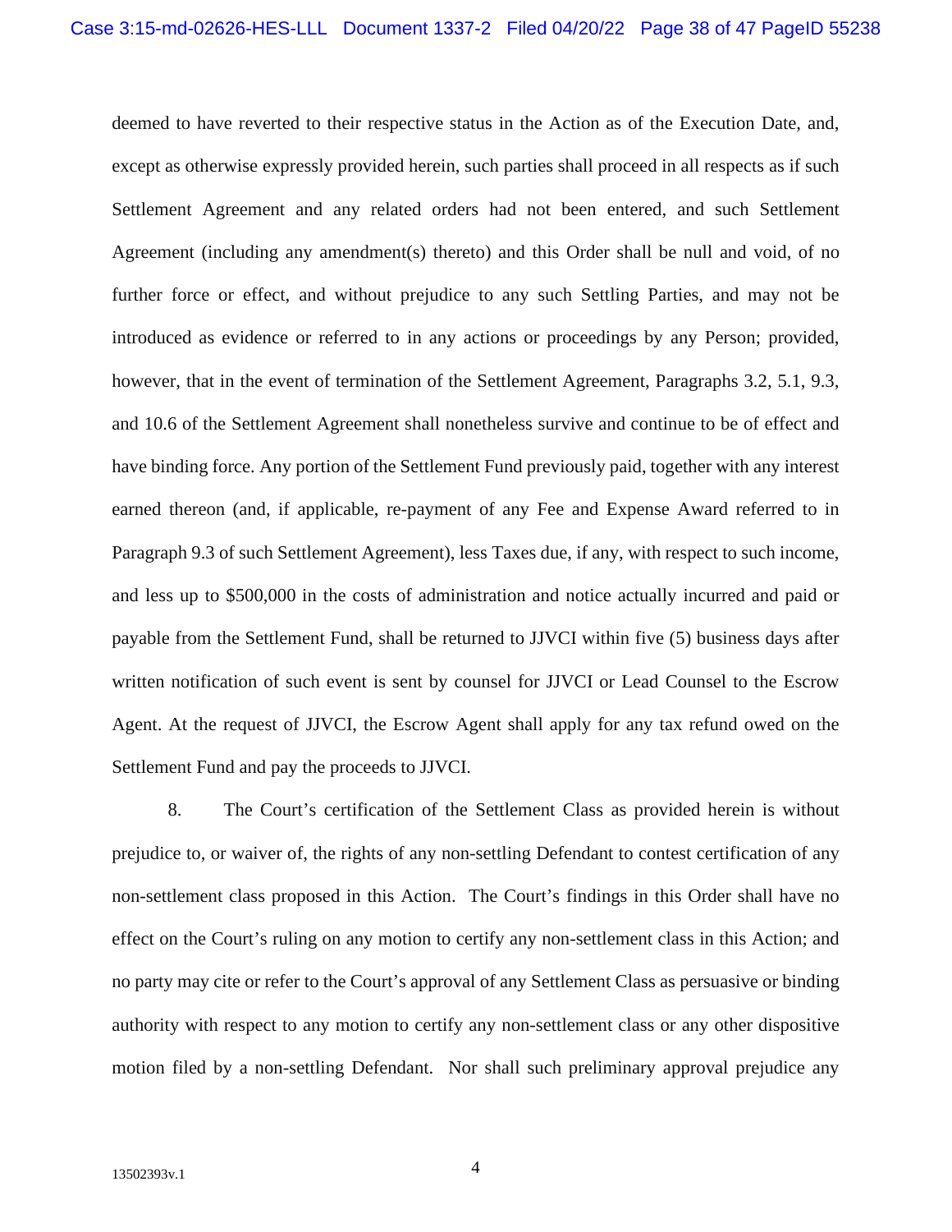deemed to have reverted to their respective status in the Action as of the Execution Date, and, except as otherwise expressly provided herein, such parties shall proceed in all respects as if such Settlement Agreement and any related orders had not been entered, and such Settlement Agreement (including any amendment(s) thereto) and this Order shall be null and void, of no further force or effect, and without prejudice to any such Settling Parties, and may not be introduced as evidence or referred to in any actions or proceedings by any Person; provided, however, that in the event of termination of the Settlement Agreement, Paragraphs 3.2, 5.1, 9.3, and 10.6 of the Settlement Agreement shall nonetheless survive and continue to be of effect and have binding force. Any portion of the Settlement Fund previously paid, together with any interest earned thereon (and, if applicable, re-payment of any Fee and Expense Award referred to in Paragraph 9.3 of such Settlement Agreement), less Taxes due, if any, with respect to such income, and less up to $500,000 in the costs of administration and notice actually incurred and paid or payable from the Settlement Fund, shall be returned to JJVCI within five (5) business days after written notification of such event is sent by counsel for JJVCI or Lead Counsel to the Escrow Agent. At the request of JJVCI, the Escrow Agent shall apply for any tax refund owed on the Settlement Fund and pay the proceeds to JJVCI.

8. The Court's certification of the Settlement Class as provided herein is without prejudice to, or waiver of, the rights of any non-settling Defendant to contest certification of any non-settlement class proposed in this Action. The Court's findings in this Order shall have no effect on the Court's ruling on any motion to certify any non-settlement class in this Action; and no party may cite or refer to the Court's approval of any Settlement Class as persuasive or binding authority with respect to any motion to certify any non-settlement class or any other dispositive motion filed by a non-settling Defendant. Nor shall such preliminary approval prejudice any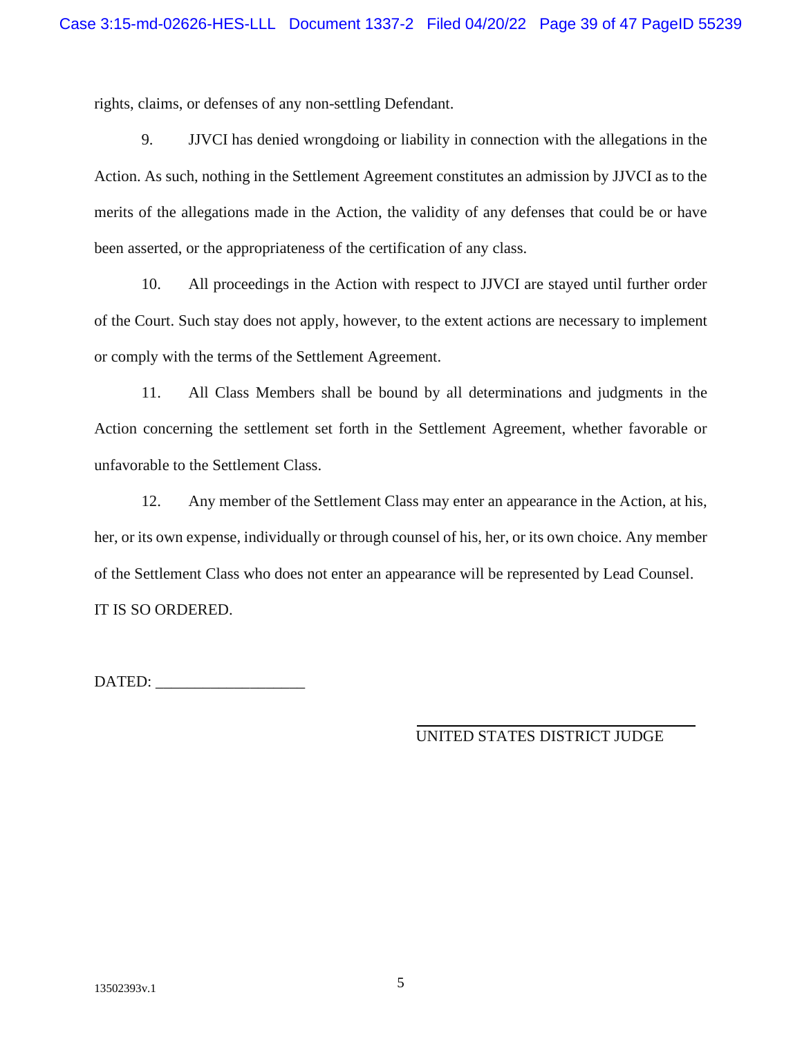rights, claims, or defenses of any non-settling Defendant.

9. JJVCI has denied wrongdoing or liability in connection with the allegations in the Action. As such, nothing in the Settlement Agreement constitutes an admission by JJVCI as to the merits of the allegations made in the Action, the validity of any defenses that could be or have been asserted, or the appropriateness of the certification of any class.

10. All proceedings in the Action with respect to JJVCI are stayed until further order of the Court. Such stay does not apply, however, to the extent actions are necessary to implement or comply with the terms of the Settlement Agreement.

11. All Class Members shall be bound by all determinations and judgments in the Action concerning the settlement set forth in the Settlement Agreement, whether favorable or unfavorable to the Settlement Class.

12. Any member of the Settlement Class may enter an appearance in the Action, at his, her, or its own expense, individually or through counsel of his, her, or its own choice. Any member of the Settlement Class who does not enter an appearance will be represented by Lead Counsel.

IT IS SO ORDERED.

DATED: ___________________

_________________________________
UNITED STATES DISTRICT JUDGE

13502393v.1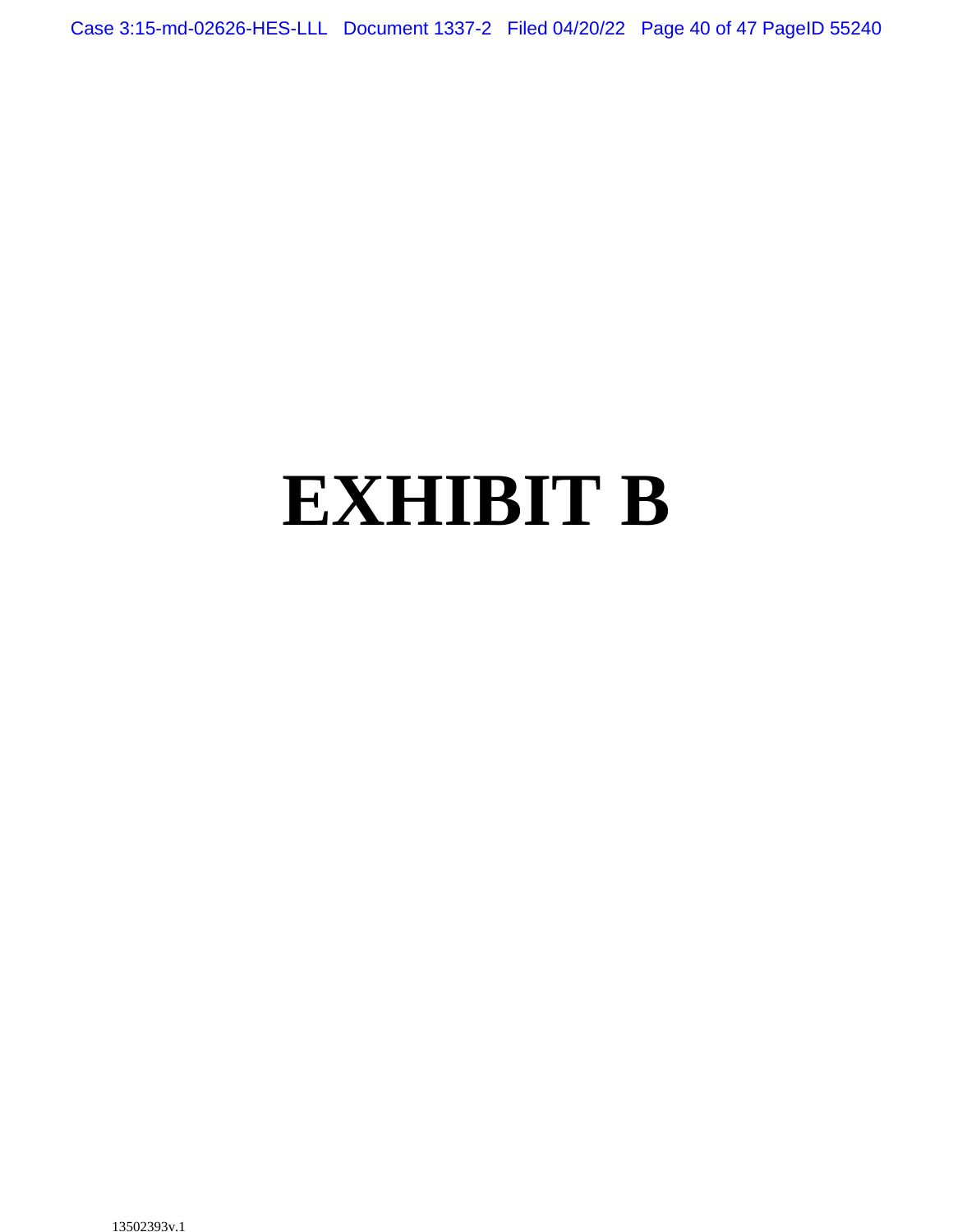# EXHIBIT B

13502393v.1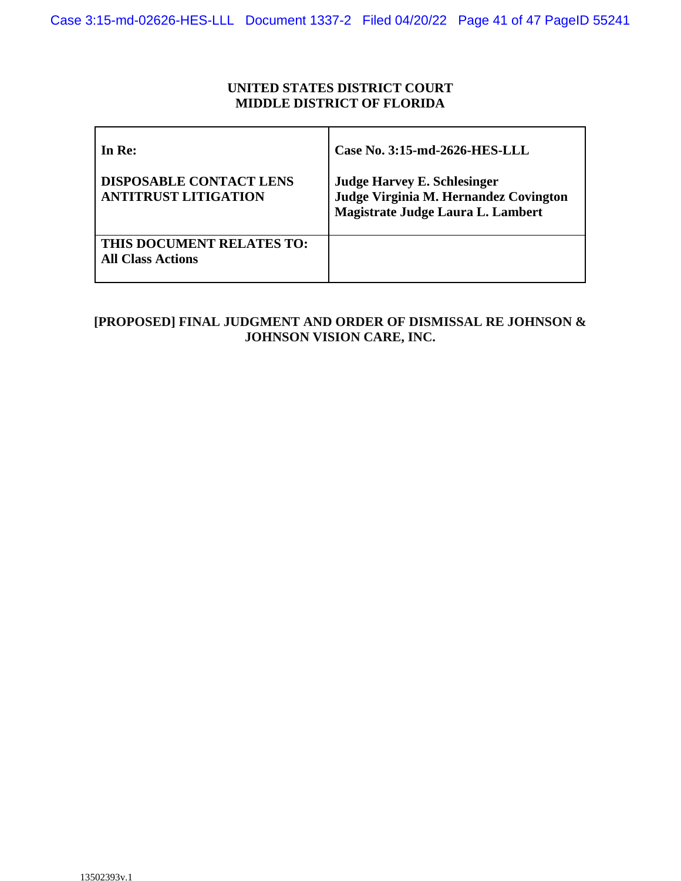**UNITED STATES DISTRICT COURT**
**MIDDLE DISTRICT OF FLORIDA**

| | |
|---|---|
| **In Re:**<br><br>**DISPOSABLE CONTACT LENS ANTITRUST LITIGATION** | **Case No. 3:15-md-2626-HES-LLL**<br><br>**Judge Harvey E. Schlesinger**<br>**Judge Virginia M. Hernandez Covington**<br>**Magistrate Judge Laura L. Lambert** |
| **THIS DOCUMENT RELATES TO:**<br>**All Class Actions** | |

**[PROPOSED] FINAL JUDGMENT AND ORDER OF DISMISSAL RE JOHNSON & JOHNSON VISION CARE, INC.**

13502393v.1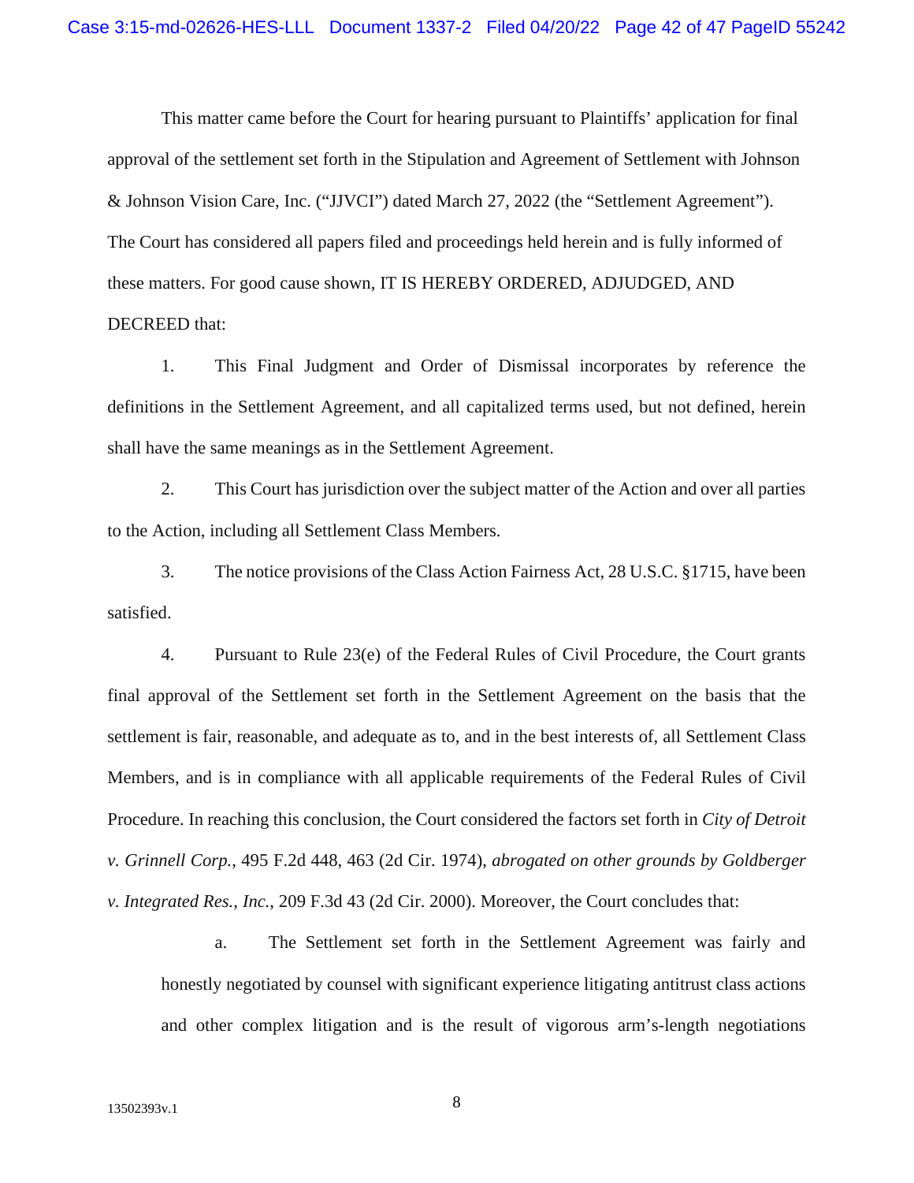This matter came before the Court for hearing pursuant to Plaintiffs' application for final approval of the settlement set forth in the Stipulation and Agreement of Settlement with Johnson & Johnson Vision Care, Inc. ("JJVCI") dated March 27, 2022 (the "Settlement Agreement"). The Court has considered all papers filed and proceedings held herein and is fully informed of these matters. For good cause shown, IT IS HEREBY ORDERED, ADJUDGED, AND DECREED that:

1. This Final Judgment and Order of Dismissal incorporates by reference the definitions in the Settlement Agreement, and all capitalized terms used, but not defined, herein shall have the same meanings as in the Settlement Agreement.

2. This Court has jurisdiction over the subject matter of the Action and over all parties to the Action, including all Settlement Class Members.

3. The notice provisions of the Class Action Fairness Act, 28 U.S.C. §1715, have been satisfied.

4. Pursuant to Rule 23(e) of the Federal Rules of Civil Procedure, the Court grants final approval of the Settlement set forth in the Settlement Agreement on the basis that the settlement is fair, reasonable, and adequate as to, and in the best interests of, all Settlement Class Members, and is in compliance with all applicable requirements of the Federal Rules of Civil Procedure. In reaching this conclusion, the Court considered the factors set forth in *City of Detroit v. Grinnell Corp.*, 495 F.2d 448, 463 (2d Cir. 1974), *abrogated on other grounds by Goldberger v. Integrated Res., Inc.*, 209 F.3d 43 (2d Cir. 2000). Moreover, the Court concludes that:

   a. The Settlement set forth in the Settlement Agreement was fairly and honestly negotiated by counsel with significant experience litigating antitrust class actions and other complex litigation and is the result of vigorous arm's-length negotiations

13502393v.1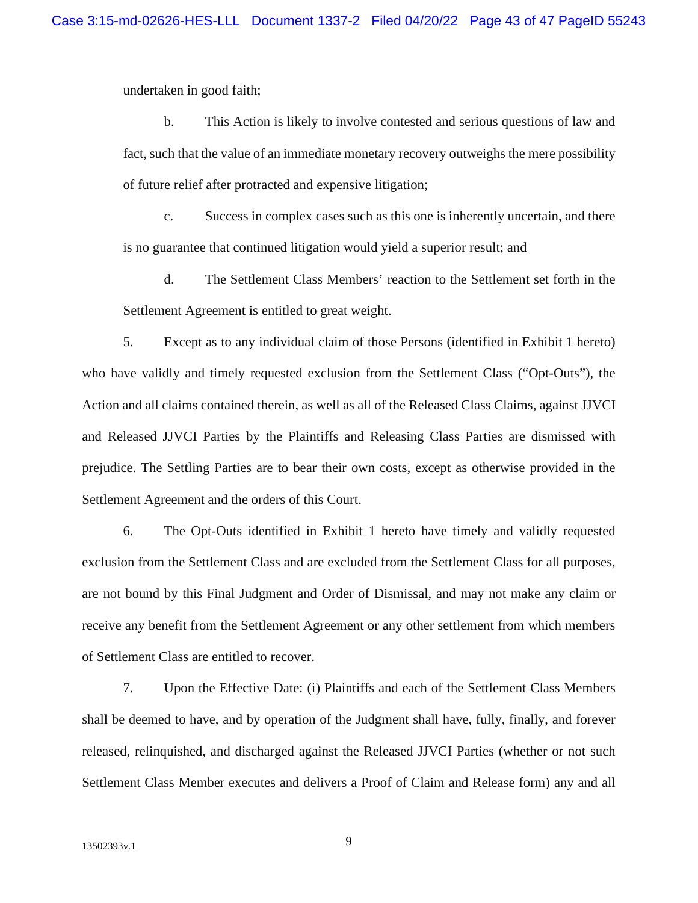undertaken in good faith;

b. This Action is likely to involve contested and serious questions of law and fact, such that the value of an immediate monetary recovery outweighs the mere possibility of future relief after protracted and expensive litigation;

c. Success in complex cases such as this one is inherently uncertain, and there is no guarantee that continued litigation would yield a superior result; and

d. The Settlement Class Members' reaction to the Settlement set forth in the Settlement Agreement is entitled to great weight.

5. Except as to any individual claim of those Persons (identified in Exhibit 1 hereto) who have validly and timely requested exclusion from the Settlement Class ("Opt-Outs"), the Action and all claims contained therein, as well as all of the Released Class Claims, against JJVCI and Released JJVCI Parties by the Plaintiffs and Releasing Class Parties are dismissed with prejudice. The Settling Parties are to bear their own costs, except as otherwise provided in the Settlement Agreement and the orders of this Court.

6. The Opt-Outs identified in Exhibit 1 hereto have timely and validly requested exclusion from the Settlement Class and are excluded from the Settlement Class for all purposes, are not bound by this Final Judgment and Order of Dismissal, and may not make any claim or receive any benefit from the Settlement Agreement or any other settlement from which members of Settlement Class are entitled to recover.

7. Upon the Effective Date: (i) Plaintiffs and each of the Settlement Class Members shall be deemed to have, and by operation of the Judgment shall have, fully, finally, and forever released, relinquished, and discharged against the Released JJVCI Parties (whether or not such Settlement Class Member executes and delivers a Proof of Claim and Release form) any and all

13502393v.1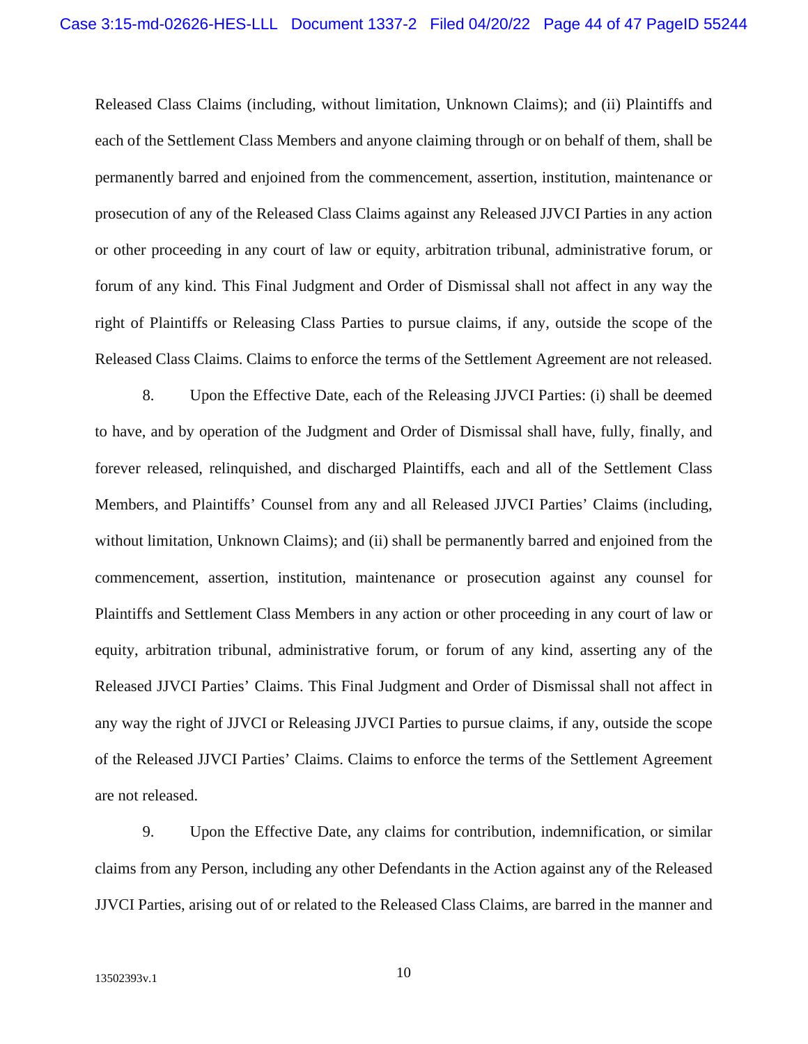Released Class Claims (including, without limitation, Unknown Claims); and (ii) Plaintiffs and each of the Settlement Class Members and anyone claiming through or on behalf of them, shall be permanently barred and enjoined from the commencement, assertion, institution, maintenance or prosecution of any of the Released Class Claims against any Released JJVCI Parties in any action or other proceeding in any court of law or equity, arbitration tribunal, administrative forum, or forum of any kind. This Final Judgment and Order of Dismissal shall not affect in any way the right of Plaintiffs or Releasing Class Parties to pursue claims, if any, outside the scope of the Released Class Claims. Claims to enforce the terms of the Settlement Agreement are not released.

8. Upon the Effective Date, each of the Releasing JJVCI Parties: (i) shall be deemed to have, and by operation of the Judgment and Order of Dismissal shall have, fully, finally, and forever released, relinquished, and discharged Plaintiffs, each and all of the Settlement Class Members, and Plaintiffs' Counsel from any and all Released JJVCI Parties' Claims (including, without limitation, Unknown Claims); and (ii) shall be permanently barred and enjoined from the commencement, assertion, institution, maintenance or prosecution against any counsel for Plaintiffs and Settlement Class Members in any action or other proceeding in any court of law or equity, arbitration tribunal, administrative forum, or forum of any kind, asserting any of the Released JJVCI Parties' Claims. This Final Judgment and Order of Dismissal shall not affect in any way the right of JJVCI or Releasing JJVCI Parties to pursue claims, if any, outside the scope of the Released JJVCI Parties' Claims. Claims to enforce the terms of the Settlement Agreement are not released.

9. Upon the Effective Date, any claims for contribution, indemnification, or similar claims from any Person, including any other Defendants in the Action against any of the Released JJVCI Parties, arising out of or related to the Released Class Claims, are barred in the manner and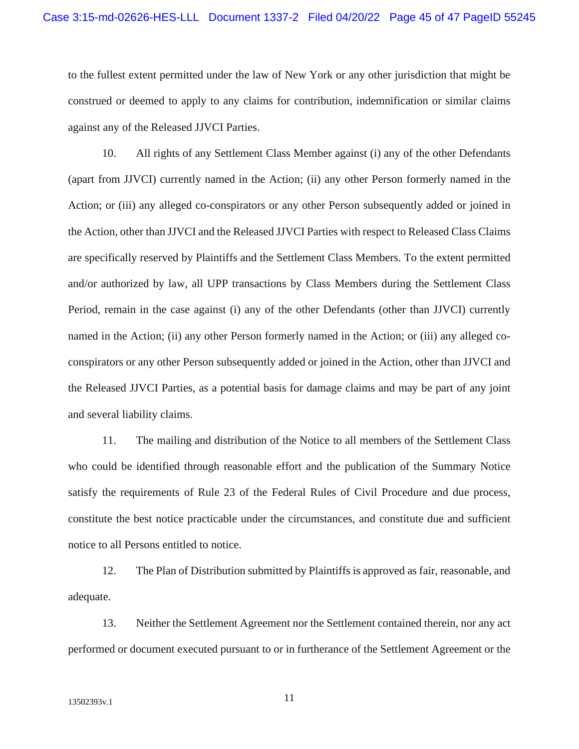to the fullest extent permitted under the law of New York or any other jurisdiction that might be construed or deemed to apply to any claims for contribution, indemnification or similar claims against any of the Released JJVCI Parties.

10. All rights of any Settlement Class Member against (i) any of the other Defendants (apart from JJVCI) currently named in the Action; (ii) any other Person formerly named in the Action; or (iii) any alleged co-conspirators or any other Person subsequently added or joined in the Action, other than JJVCI and the Released JJVCI Parties with respect to Released Class Claims are specifically reserved by Plaintiffs and the Settlement Class Members. To the extent permitted and/or authorized by law, all UPP transactions by Class Members during the Settlement Class Period, remain in the case against (i) any of the other Defendants (other than JJVCI) currently named in the Action; (ii) any other Person formerly named in the Action; or (iii) any alleged co-conspirators or any other Person subsequently added or joined in the Action, other than JJVCI and the Released JJVCI Parties, as a potential basis for damage claims and may be part of any joint and several liability claims.

11. The mailing and distribution of the Notice to all members of the Settlement Class who could be identified through reasonable effort and the publication of the Summary Notice satisfy the requirements of Rule 23 of the Federal Rules of Civil Procedure and due process, constitute the best notice practicable under the circumstances, and constitute due and sufficient notice to all Persons entitled to notice.

12. The Plan of Distribution submitted by Plaintiffs is approved as fair, reasonable, and adequate.

13. Neither the Settlement Agreement nor the Settlement contained therein, nor any act performed or document executed pursuant to or in furtherance of the Settlement Agreement or the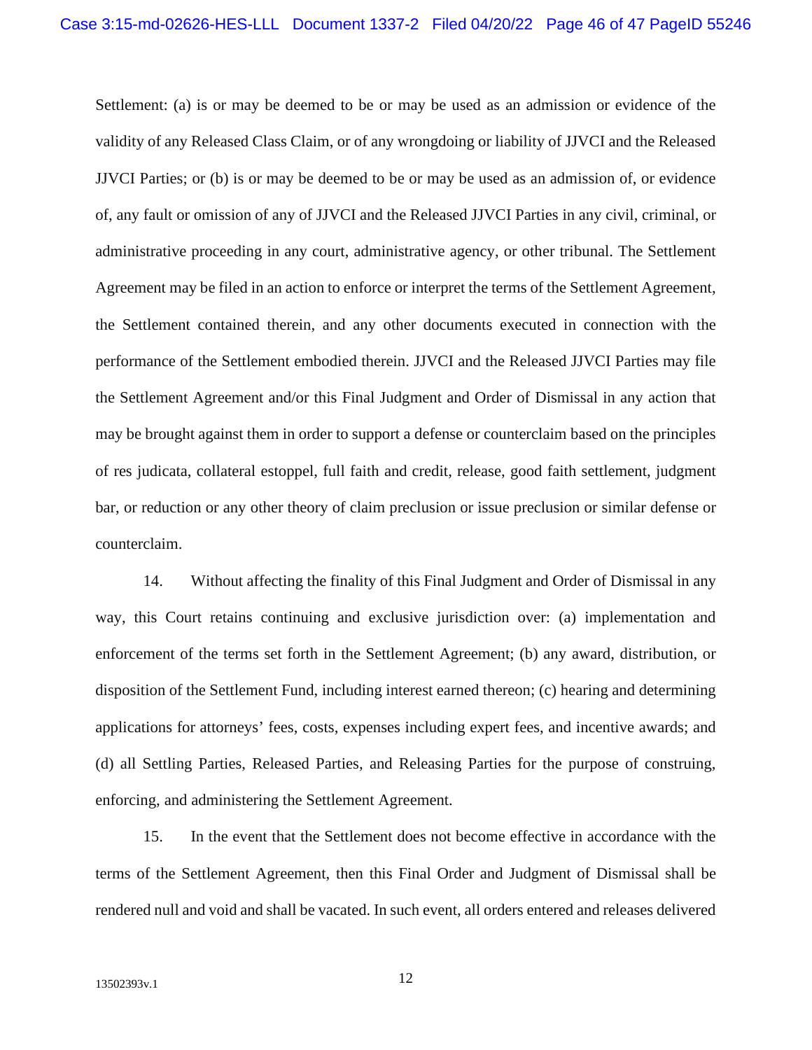Settlement: (a) is or may be deemed to be or may be used as an admission or evidence of the validity of any Released Class Claim, or of any wrongdoing or liability of JJVCI and the Released JJVCI Parties; or (b) is or may be deemed to be or may be used as an admission of, or evidence of, any fault or omission of any of JJVCI and the Released JJVCI Parties in any civil, criminal, or administrative proceeding in any court, administrative agency, or other tribunal. The Settlement Agreement may be filed in an action to enforce or interpret the terms of the Settlement Agreement, the Settlement contained therein, and any other documents executed in connection with the performance of the Settlement embodied therein. JJVCI and the Released JJVCI Parties may file the Settlement Agreement and/or this Final Judgment and Order of Dismissal in any action that may be brought against them in order to support a defense or counterclaim based on the principles of res judicata, collateral estoppel, full faith and credit, release, good faith settlement, judgment bar, or reduction or any other theory of claim preclusion or issue preclusion or similar defense or counterclaim.

14. Without affecting the finality of this Final Judgment and Order of Dismissal in any way, this Court retains continuing and exclusive jurisdiction over: (a) implementation and enforcement of the terms set forth in the Settlement Agreement; (b) any award, distribution, or disposition of the Settlement Fund, including interest earned thereon; (c) hearing and determining applications for attorneys' fees, costs, expenses including expert fees, and incentive awards; and (d) all Settling Parties, Released Parties, and Releasing Parties for the purpose of construing, enforcing, and administering the Settlement Agreement.

15. In the event that the Settlement does not become effective in accordance with the terms of the Settlement Agreement, then this Final Order and Judgment of Dismissal shall be rendered null and void and shall be vacated. In such event, all orders entered and releases delivered

13502393v.1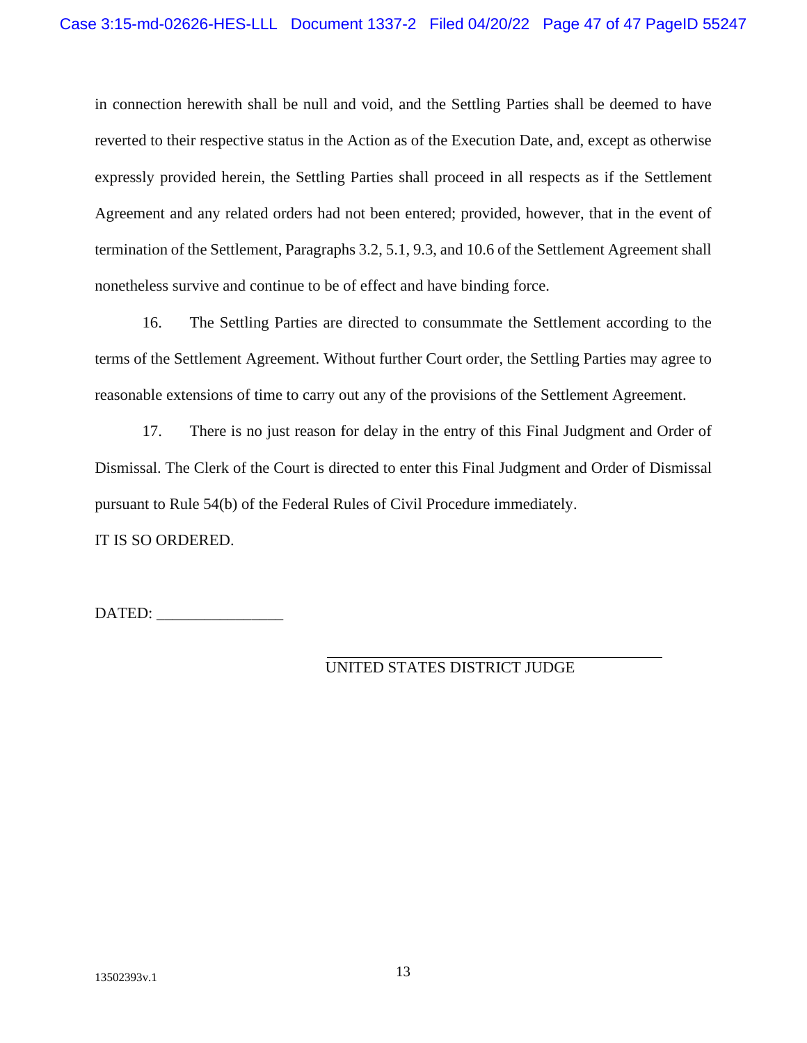in connection herewith shall be null and void, and the Settling Parties shall be deemed to have reverted to their respective status in the Action as of the Execution Date, and, except as otherwise expressly provided herein, the Settling Parties shall proceed in all respects as if the Settlement Agreement and any related orders had not been entered; provided, however, that in the event of termination of the Settlement, Paragraphs 3.2, 5.1, 9.3, and 10.6 of the Settlement Agreement shall nonetheless survive and continue to be of effect and have binding force.

16. The Settling Parties are directed to consummate the Settlement according to the terms of the Settlement Agreement. Without further Court order, the Settling Parties may agree to reasonable extensions of time to carry out any of the provisions of the Settlement Agreement.

17. There is no just reason for delay in the entry of this Final Judgment and Order of Dismissal. The Clerk of the Court is directed to enter this Final Judgment and Order of Dismissal pursuant to Rule 54(b) of the Federal Rules of Civil Procedure immediately.

IT IS SO ORDERED.

DATED: ________________

UNITED STATES DISTRICT JUDGE

13502393v.1